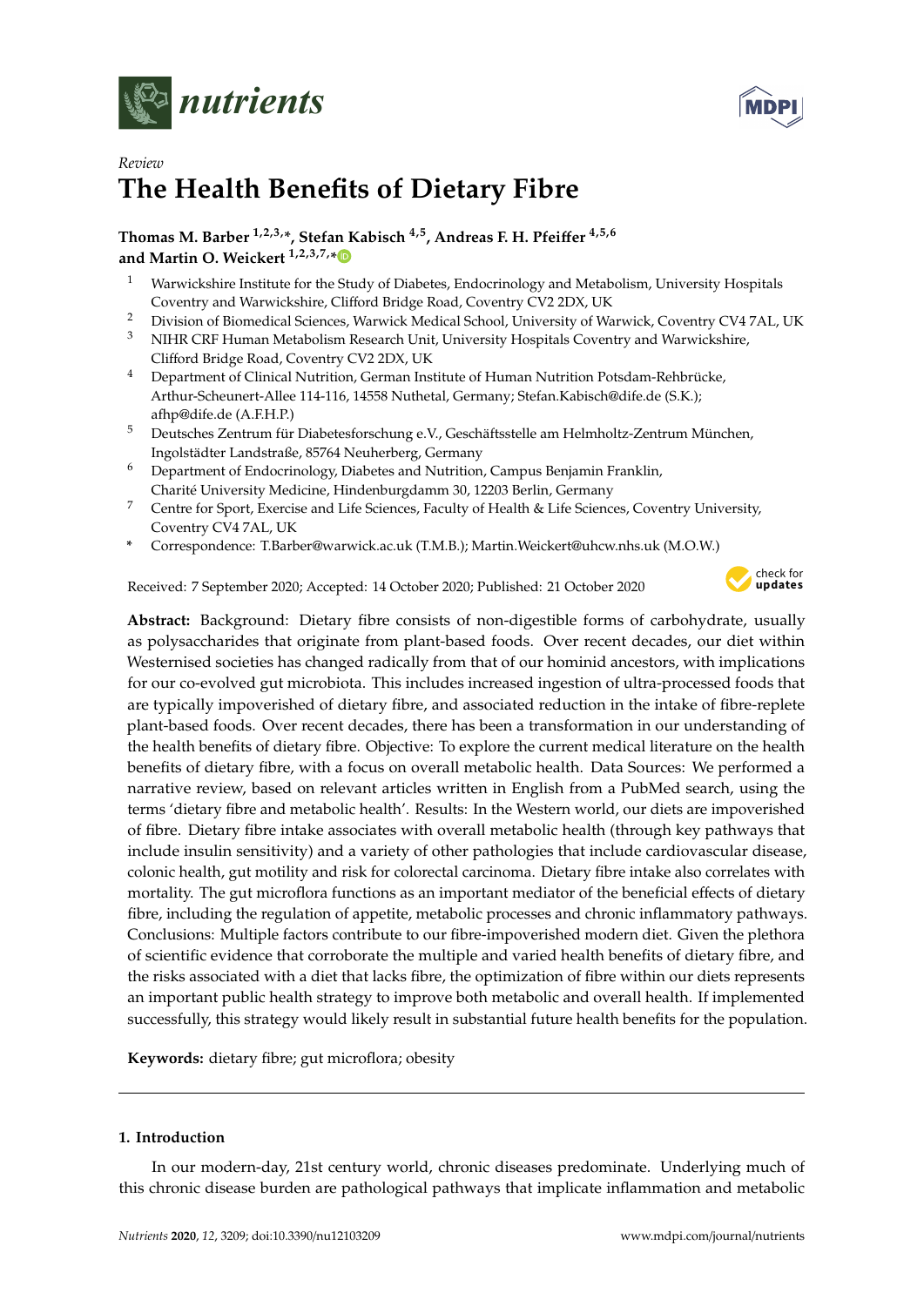*Review*

# The Health Benefits of Dietary Fibre

**Thomas M. Barber [1,2,3,*], Stefan Kabisch [4,5], Andreas F. H. Pfeiffer [4,5,6] and Martin O. Weickert [1,2,3,7,*]**

1. Warwickshire Institute for the Study of Diabetes, Endocrinology and Metabolism, University Hospitals Coventry and Warwickshire, Clifford Bridge Road, Coventry CV2 2DX, UK
2. Division of Biomedical Sciences, Warwick Medical School, University of Warwick, Coventry CV4 7AL, UK
3. NIHR CRF Human Metabolism Research Unit, University Hospitals Coventry and Warwickshire, Clifford Bridge Road, Coventry CV2 2DX, UK
4. Department of Clinical Nutrition, German Institute of Human Nutrition Potsdam-Rehbrücke, Arthur-Scheunert-Allee 114-116, 14558 Nuthetal, Germany; Stefan.Kabisch@dife.de (S.K.); afhp@dife.de (A.F.H.P.)
5. Deutsches Zentrum für Diabetesforschung e.V., Geschäftsstelle am Helmholtz-Zentrum München, Ingolstädter Landstraße, 85764 Neuherberg, Germany
6. Department of Endocrinology, Diabetes and Nutrition, Campus Benjamin Franklin, Charité University Medicine, Hindenburgdamm 30, 12203 Berlin, Germany
7. Centre for Sport, Exercise and Life Sciences, Faculty of Health & Life Sciences, Coventry University, Coventry CV4 7AL, UK

\* Correspondence: T.Barber@warwick.ac.uk (T.M.B.); Martin.Weickert@uhcw.nhs.uk (M.O.W.)

Received: 7 September 2020; Accepted: 14 October 2020; Published: 21 October 2020

**Abstract:** Background: Dietary fibre consists of non-digestible forms of carbohydrate, usually as polysaccharides that originate from plant-based foods. Over recent decades, our diet within Westernised societies has changed radically from that of our hominid ancestors, with implications for our co-evolved gut microbiota. This includes increased ingestion of ultra-processed foods that are typically impoverished of dietary fibre, and associated reduction in the intake of fibre-replete plant-based foods. Over recent decades, there has been a transformation in our understanding of the health benefits of dietary fibre. Objective: To explore the current medical literature on the health benefits of dietary fibre, with a focus on overall metabolic health. Data Sources: We performed a narrative review, based on relevant articles written in English from a PubMed search, using the terms 'dietary fibre and metabolic health'. Results: In the Western world, our diets are impoverished of fibre. Dietary fibre intake associates with overall metabolic health (through key pathways that include insulin sensitivity) and a variety of other pathologies that include cardiovascular disease, colonic health, gut motility and risk for colorectal carcinoma. Dietary fibre intake also correlates with mortality. The gut microflora functions as an important mediator of the beneficial effects of dietary fibre, including the regulation of appetite, metabolic processes and chronic inflammatory pathways. Conclusions: Multiple factors contribute to our fibre-impoverished modern diet. Given the plethora of scientific evidence that corroborate the multiple and varied health benefits of dietary fibre, and the risks associated with a diet that lacks fibre, the optimization of fibre within our diets represents an important public health strategy to improve both metabolic and overall health. If implemented successfully, this strategy would likely result in substantial future health benefits for the population.

**Keywords:** dietary fibre; gut microflora; obesity

## 1. Introduction

In our modern-day, 21st century world, chronic diseases predominate. Underlying much of this chronic disease burden are pathological pathways that implicate inflammation and metabolic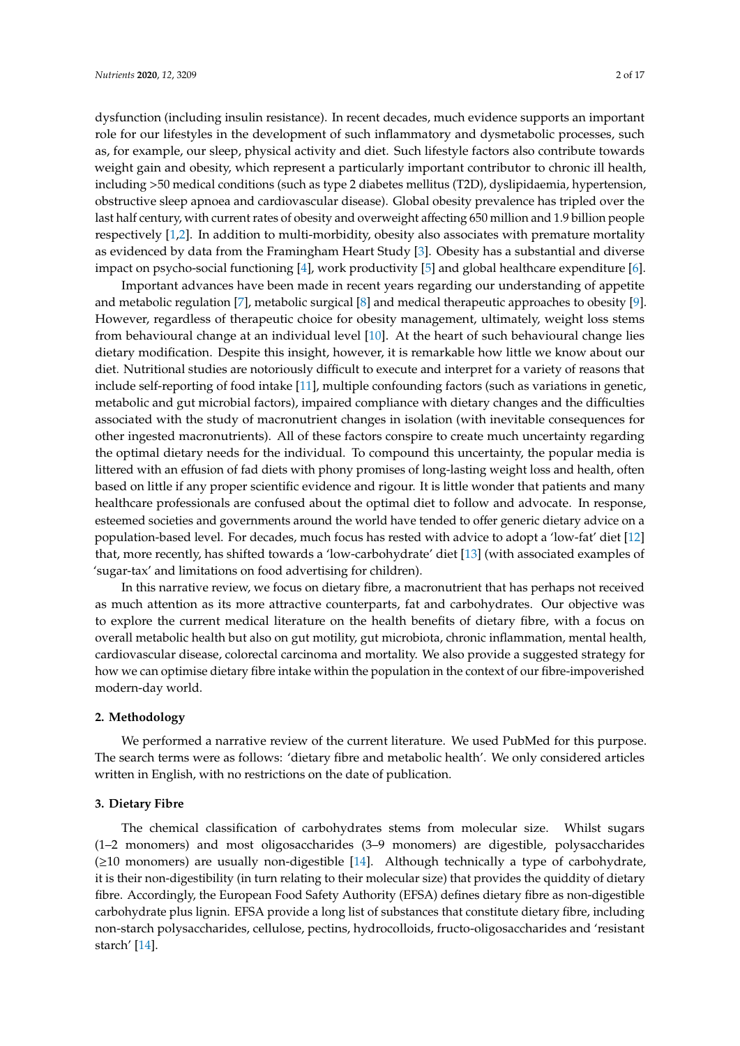dysfunction (including insulin resistance). In recent decades, much evidence supports an important role for our lifestyles in the development of such inflammatory and dysmetabolic processes, such as, for example, our sleep, physical activity and diet. Such lifestyle factors also contribute towards weight gain and obesity, which represent a particularly important contributor to chronic ill health, including >50 medical conditions (such as type 2 diabetes mellitus (T2D), dyslipidaemia, hypertension, obstructive sleep apnoea and cardiovascular disease). Global obesity prevalence has tripled over the last half century, with current rates of obesity and overweight affecting 650 million and 1.9 billion people respectively [1,2]. In addition to multi-morbidity, obesity also associates with premature mortality as evidenced by data from the Framingham Heart Study [3]. Obesity has a substantial and diverse impact on psycho-social functioning [4], work productivity [5] and global healthcare expenditure [6].

Important advances have been made in recent years regarding our understanding of appetite and metabolic regulation [7], metabolic surgical [8] and medical therapeutic approaches to obesity [9]. However, regardless of therapeutic choice for obesity management, ultimately, weight loss stems from behavioural change at an individual level [10]. At the heart of such behavioural change lies dietary modification. Despite this insight, however, it is remarkable how little we know about our diet. Nutritional studies are notoriously difficult to execute and interpret for a variety of reasons that include self-reporting of food intake [11], multiple confounding factors (such as variations in genetic, metabolic and gut microbial factors), impaired compliance with dietary changes and the difficulties associated with the study of macronutrient changes in isolation (with inevitable consequences for other ingested macronutrients). All of these factors conspire to create much uncertainty regarding the optimal dietary needs for the individual. To compound this uncertainty, the popular media is littered with an effusion of fad diets with phony promises of long-lasting weight loss and health, often based on little if any proper scientific evidence and rigour. It is little wonder that patients and many healthcare professionals are confused about the optimal diet to follow and advocate. In response, esteemed societies and governments around the world have tended to offer generic dietary advice on a population-based level. For decades, much focus has rested with advice to adopt a 'low-fat' diet [12] that, more recently, has shifted towards a 'low-carbohydrate' diet [13] (with associated examples of 'sugar-tax' and limitations on food advertising for children).

In this narrative review, we focus on dietary fibre, a macronutrient that has perhaps not received as much attention as its more attractive counterparts, fat and carbohydrates. Our objective was to explore the current medical literature on the health benefits of dietary fibre, with a focus on overall metabolic health but also on gut motility, gut microbiota, chronic inflammation, mental health, cardiovascular disease, colorectal carcinoma and mortality. We also provide a suggested strategy for how we can optimise dietary fibre intake within the population in the context of our fibre-impoverished modern-day world.

## 2. Methodology

We performed a narrative review of the current literature. We used PubMed for this purpose. The search terms were as follows: 'dietary fibre and metabolic health'. We only considered articles written in English, with no restrictions on the date of publication.

## 3. Dietary Fibre

The chemical classification of carbohydrates stems from molecular size. Whilst sugars (1–2 monomers) and most oligosaccharides (3–9 monomers) are digestible, polysaccharides (≥10 monomers) are usually non-digestible [14]. Although technically a type of carbohydrate, it is their non-digestibility (in turn relating to their molecular size) that provides the quiddity of dietary fibre. Accordingly, the European Food Safety Authority (EFSA) defines dietary fibre as non-digestible carbohydrate plus lignin. EFSA provide a long list of substances that constitute dietary fibre, including non-starch polysaccharides, cellulose, pectins, hydrocolloids, fructo-oligosaccharides and 'resistant starch' [14].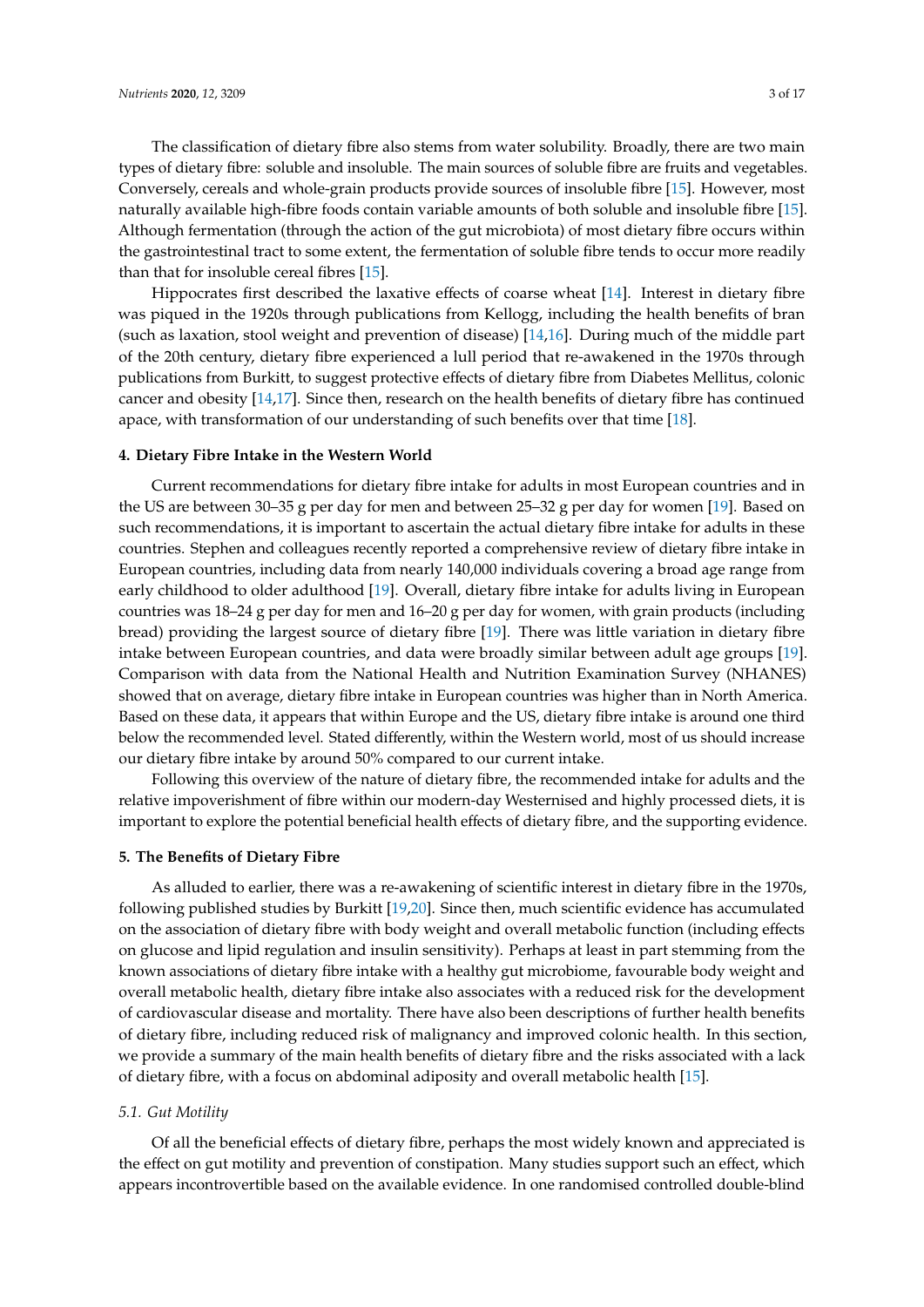The classification of dietary fibre also stems from water solubility. Broadly, there are two main types of dietary fibre: soluble and insoluble. The main sources of soluble fibre are fruits and vegetables. Conversely, cereals and whole-grain products provide sources of insoluble fibre [15]. However, most naturally available high-fibre foods contain variable amounts of both soluble and insoluble fibre [15]. Although fermentation (through the action of the gut microbiota) of most dietary fibre occurs within the gastrointestinal tract to some extent, the fermentation of soluble fibre tends to occur more readily than that for insoluble cereal fibres [15].

Hippocrates first described the laxative effects of coarse wheat [14]. Interest in dietary fibre was piqued in the 1920s through publications from Kellogg, including the health benefits of bran (such as laxation, stool weight and prevention of disease) [14,16]. During much of the middle part of the 20th century, dietary fibre experienced a lull period that re-awakened in the 1970s through publications from Burkitt, to suggest protective effects of dietary fibre from Diabetes Mellitus, colonic cancer and obesity [14,17]. Since then, research on the health benefits of dietary fibre has continued apace, with transformation of our understanding of such benefits over that time [18].

## 4. Dietary Fibre Intake in the Western World

Current recommendations for dietary fibre intake for adults in most European countries and in the US are between 30–35 g per day for men and between 25–32 g per day for women [19]. Based on such recommendations, it is important to ascertain the actual dietary fibre intake for adults in these countries. Stephen and colleagues recently reported a comprehensive review of dietary fibre intake in European countries, including data from nearly 140,000 individuals covering a broad age range from early childhood to older adulthood [19]. Overall, dietary fibre intake for adults living in European countries was 18–24 g per day for men and 16–20 g per day for women, with grain products (including bread) providing the largest source of dietary fibre [19]. There was little variation in dietary fibre intake between European countries, and data were broadly similar between adult age groups [19]. Comparison with data from the National Health and Nutrition Examination Survey (NHANES) showed that on average, dietary fibre intake in European countries was higher than in North America. Based on these data, it appears that within Europe and the US, dietary fibre intake is around one third below the recommended level. Stated differently, within the Western world, most of us should increase our dietary fibre intake by around 50% compared to our current intake.

Following this overview of the nature of dietary fibre, the recommended intake for adults and the relative impoverishment of fibre within our modern-day Westernised and highly processed diets, it is important to explore the potential beneficial health effects of dietary fibre, and the supporting evidence.

## 5. The Benefits of Dietary Fibre

As alluded to earlier, there was a re-awakening of scientific interest in dietary fibre in the 1970s, following published studies by Burkitt [19,20]. Since then, much scientific evidence has accumulated on the association of dietary fibre with body weight and overall metabolic function (including effects on glucose and lipid regulation and insulin sensitivity). Perhaps at least in part stemming from the known associations of dietary fibre intake with a healthy gut microbiome, favourable body weight and overall metabolic health, dietary fibre intake also associates with a reduced risk for the development of cardiovascular disease and mortality. There have also been descriptions of further health benefits of dietary fibre, including reduced risk of malignancy and improved colonic health. In this section, we provide a summary of the main health benefits of dietary fibre and the risks associated with a lack of dietary fibre, with a focus on abdominal adiposity and overall metabolic health [15].

### 5.1. Gut Motility

Of all the beneficial effects of dietary fibre, perhaps the most widely known and appreciated is the effect on gut motility and prevention of constipation. Many studies support such an effect, which appears incontrovertible based on the available evidence. In one randomised controlled double-blind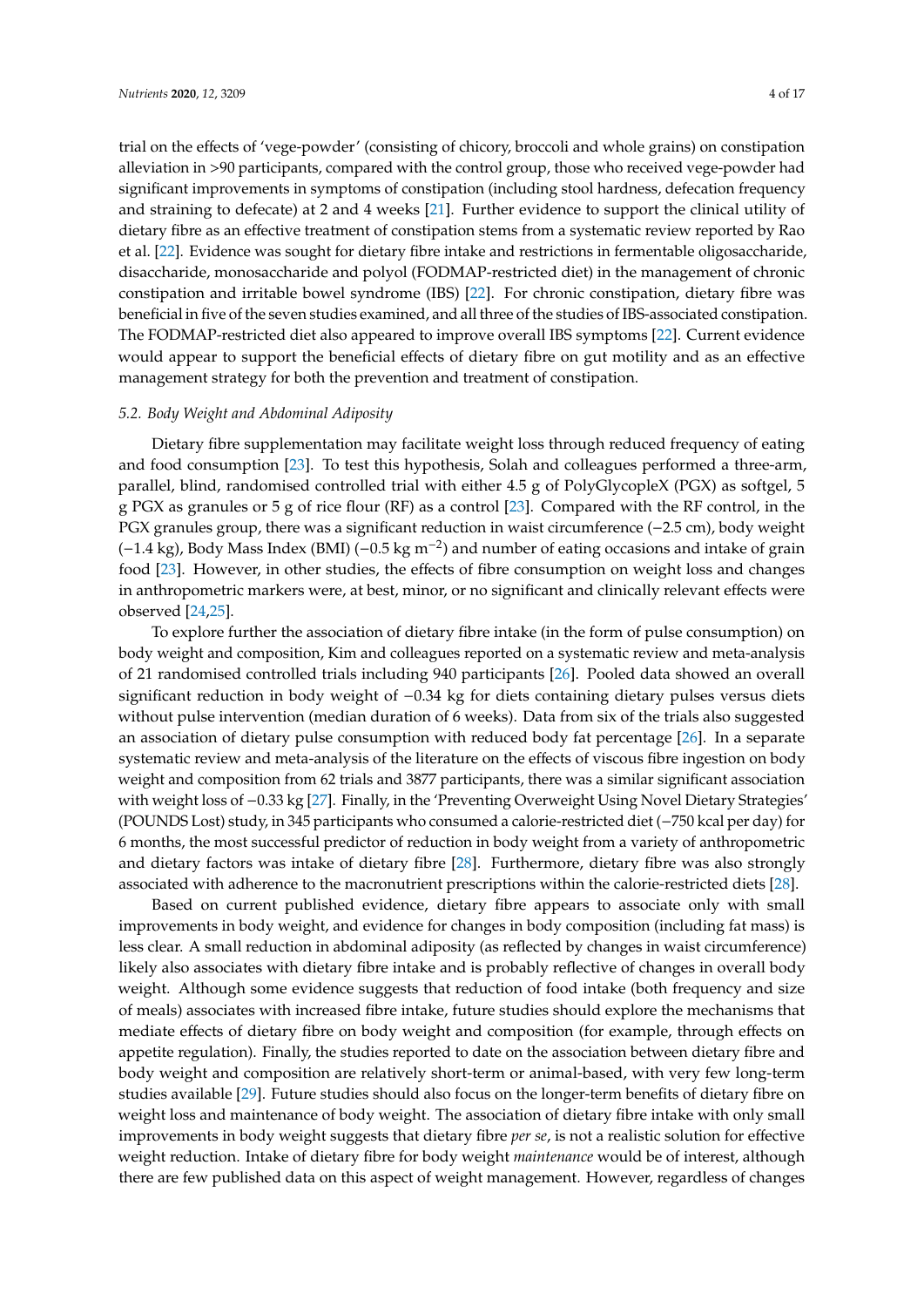trial on the effects of 'vege-powder' (consisting of chicory, broccoli and whole grains) on constipation alleviation in >90 participants, compared with the control group, those who received vege-powder had significant improvements in symptoms of constipation (including stool hardness, defecation frequency and straining to defecate) at 2 and 4 weeks [21]. Further evidence to support the clinical utility of dietary fibre as an effective treatment of constipation stems from a systematic review reported by Rao et al. [22]. Evidence was sought for dietary fibre intake and restrictions in fermentable oligosaccharide, disaccharide, monosaccharide and polyol (FODMAP-restricted diet) in the management of chronic constipation and irritable bowel syndrome (IBS) [22]. For chronic constipation, dietary fibre was beneficial in five of the seven studies examined, and all three of the studies of IBS-associated constipation. The FODMAP-restricted diet also appeared to improve overall IBS symptoms [22]. Current evidence would appear to support the beneficial effects of dietary fibre on gut motility and as an effective management strategy for both the prevention and treatment of constipation.

### 5.2. Body Weight and Abdominal Adiposity

Dietary fibre supplementation may facilitate weight loss through reduced frequency of eating and food consumption [23]. To test this hypothesis, Solah and colleagues performed a three-arm, parallel, blind, randomised controlled trial with either 4.5 g of PolyGlycopleX (PGX) as softgel, 5 g PGX as granules or 5 g of rice flour (RF) as a control [23]. Compared with the RF control, in the PGX granules group, there was a significant reduction in waist circumference (−2.5 cm), body weight (−1.4 kg), Body Mass Index (BMI) (−0.5 kg $m^{-2}$) and number of eating occasions and intake of grain food [23]. However, in other studies, the effects of fibre consumption on weight loss and changes in anthropometric markers were, at best, minor, or no significant and clinically relevant effects were observed [24,25].

To explore further the association of dietary fibre intake (in the form of pulse consumption) on body weight and composition, Kim and colleagues reported on a systematic review and meta-analysis of 21 randomised controlled trials including 940 participants [26]. Pooled data showed an overall significant reduction in body weight of −0.34 kg for diets containing dietary pulses versus diets without pulse intervention (median duration of 6 weeks). Data from six of the trials also suggested an association of dietary pulse consumption with reduced body fat percentage [26]. In a separate systematic review and meta-analysis of the literature on the effects of viscous fibre ingestion on body weight and composition from 62 trials and 3877 participants, there was a similar significant association with weight loss of −0.33 kg [27]. Finally, in the 'Preventing Overweight Using Novel Dietary Strategies' (POUNDS Lost) study, in 345 participants who consumed a calorie-restricted diet (−750 kcal per day) for 6 months, the most successful predictor of reduction in body weight from a variety of anthropometric and dietary factors was intake of dietary fibre [28]. Furthermore, dietary fibre was also strongly associated with adherence to the macronutrient prescriptions within the calorie-restricted diets [28].

Based on current published evidence, dietary fibre appears to associate only with small improvements in body weight, and evidence for changes in body composition (including fat mass) is less clear. A small reduction in abdominal adiposity (as reflected by changes in waist circumference) likely also associates with dietary fibre intake and is probably reflective of changes in overall body weight. Although some evidence suggests that reduction of food intake (both frequency and size of meals) associates with increased fibre intake, future studies should explore the mechanisms that mediate effects of dietary fibre on body weight and composition (for example, through effects on appetite regulation). Finally, the studies reported to date on the association between dietary fibre and body weight and composition are relatively short-term or animal-based, with very few long-term studies available [29]. Future studies should also focus on the longer-term benefits of dietary fibre on weight loss and maintenance of body weight. The association of dietary fibre intake with only small improvements in body weight suggests that dietary fibre *per se*, is not a realistic solution for effective weight reduction. Intake of dietary fibre for body weight *maintenance* would be of interest, although there are few published data on this aspect of weight management. However, regardless of changes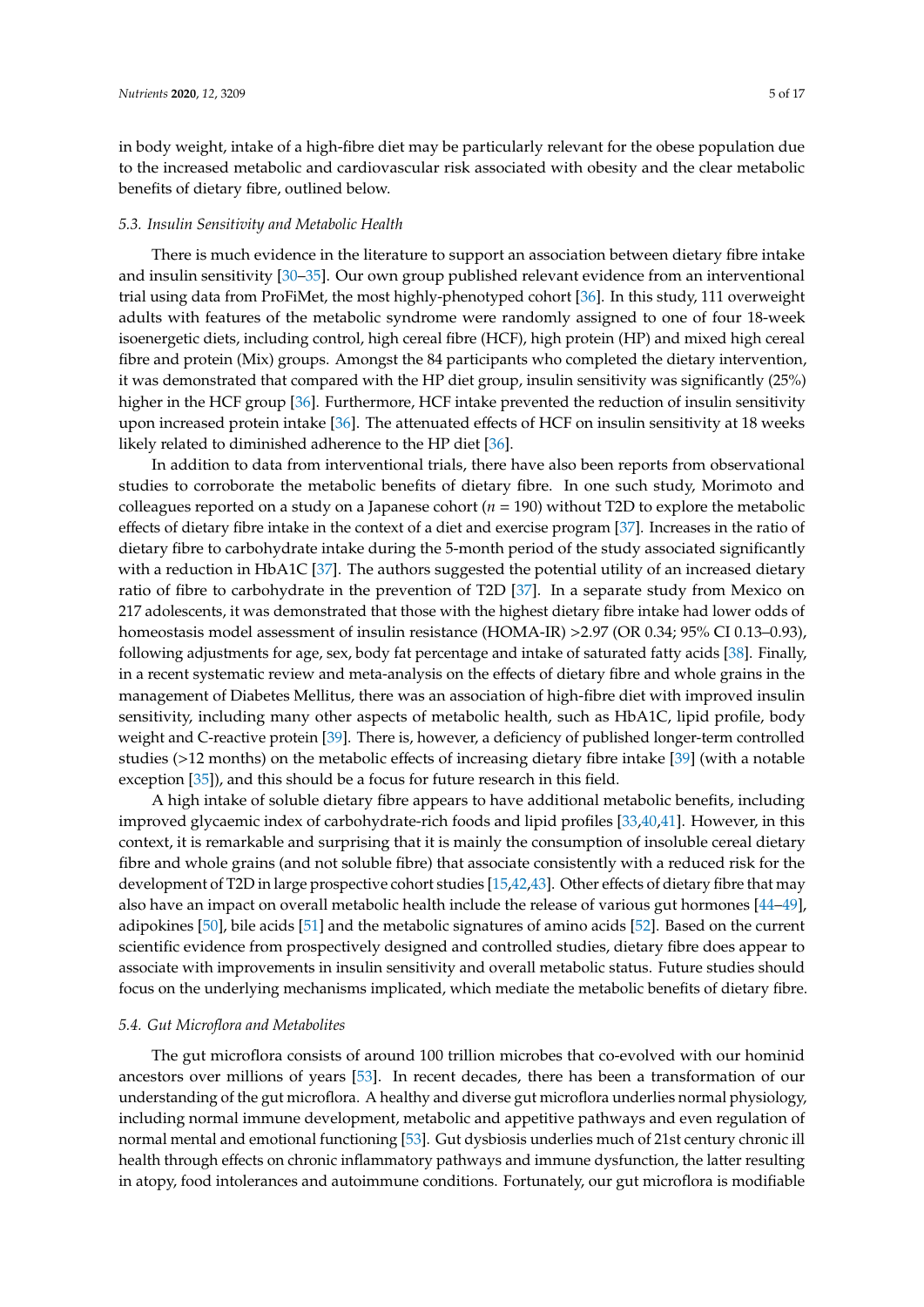in body weight, intake of a high-fibre diet may be particularly relevant for the obese population due to the increased metabolic and cardiovascular risk associated with obesity and the clear metabolic benefits of dietary fibre, outlined below.

### *5.3. Insulin Sensitivity and Metabolic Health*

There is much evidence in the literature to support an association between dietary fibre intake and insulin sensitivity [30–35]. Our own group published relevant evidence from an interventional trial using data from ProFiMet, the most highly-phenotyped cohort [36]. In this study, 111 overweight adults with features of the metabolic syndrome were randomly assigned to one of four 18-week isoenergetic diets, including control, high cereal fibre (HCF), high protein (HP) and mixed high cereal fibre and protein (Mix) groups. Amongst the 84 participants who completed the dietary intervention, it was demonstrated that compared with the HP diet group, insulin sensitivity was significantly (25%) higher in the HCF group [36]. Furthermore, HCF intake prevented the reduction of insulin sensitivity upon increased protein intake [36]. The attenuated effects of HCF on insulin sensitivity at 18 weeks likely related to diminished adherence to the HP diet [36].

In addition to data from interventional trials, there have also been reports from observational studies to corroborate the metabolic benefits of dietary fibre. In one such study, Morimoto and colleagues reported on a study on a Japanese cohort ($n$ = 190) without T2D to explore the metabolic effects of dietary fibre intake in the context of a diet and exercise program [37]. Increases in the ratio of dietary fibre to carbohydrate intake during the 5-month period of the study associated significantly with a reduction in HbA1C [37]. The authors suggested the potential utility of an increased dietary ratio of fibre to carbohydrate in the prevention of T2D [37]. In a separate study from Mexico on 217 adolescents, it was demonstrated that those with the highest dietary fibre intake had lower odds of homeostasis model assessment of insulin resistance (HOMA-IR) >2.97 (OR 0.34; 95% CI 0.13–0.93), following adjustments for age, sex, body fat percentage and intake of saturated fatty acids [38]. Finally, in a recent systematic review and meta-analysis on the effects of dietary fibre and whole grains in the management of Diabetes Mellitus, there was an association of high-fibre diet with improved insulin sensitivity, including many other aspects of metabolic health, such as HbA1C, lipid profile, body weight and C-reactive protein [39]. There is, however, a deficiency of published longer-term controlled studies (>12 months) on the metabolic effects of increasing dietary fibre intake [39] (with a notable exception [35]), and this should be a focus for future research in this field.

A high intake of soluble dietary fibre appears to have additional metabolic benefits, including improved glycaemic index of carbohydrate-rich foods and lipid profiles [33,40,41]. However, in this context, it is remarkable and surprising that it is mainly the consumption of insoluble cereal dietary fibre and whole grains (and not soluble fibre) that associate consistently with a reduced risk for the development of T2D in large prospective cohort studies [15,42,43]. Other effects of dietary fibre that may also have an impact on overall metabolic health include the release of various gut hormones [44–49], adipokines [50], bile acids [51] and the metabolic signatures of amino acids [52]. Based on the current scientific evidence from prospectively designed and controlled studies, dietary fibre does appear to associate with improvements in insulin sensitivity and overall metabolic status. Future studies should focus on the underlying mechanisms implicated, which mediate the metabolic benefits of dietary fibre.

### *5.4. Gut Microflora and Metabolites*

The gut microflora consists of around 100 trillion microbes that co-evolved with our hominid ancestors over millions of years [53]. In recent decades, there has been a transformation of our understanding of the gut microflora. A healthy and diverse gut microflora underlies normal physiology, including normal immune development, metabolic and appetitive pathways and even regulation of normal mental and emotional functioning [53]. Gut dysbiosis underlies much of 21st century chronic ill health through effects on chronic inflammatory pathways and immune dysfunction, the latter resulting in atopy, food intolerances and autoimmune conditions. Fortunately, our gut microflora is modifiable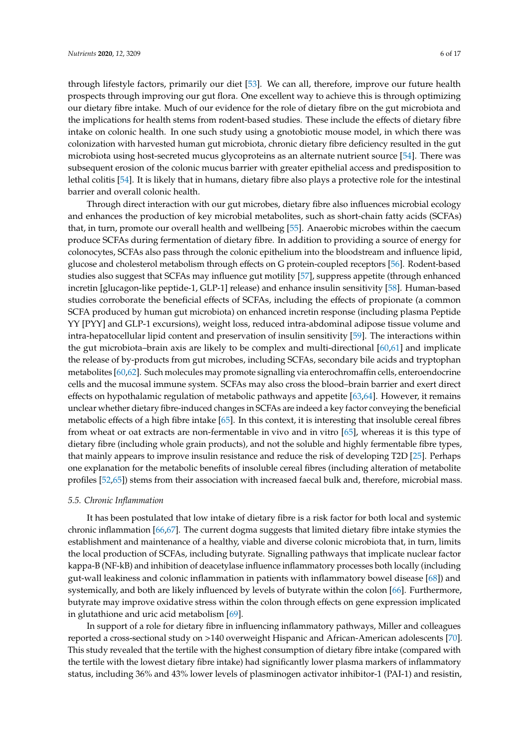through lifestyle factors, primarily our diet [53]. We can all, therefore, improve our future health prospects through improving our gut flora. One excellent way to achieve this is through optimizing our dietary fibre intake. Much of our evidence for the role of dietary fibre on the gut microbiota and the implications for health stems from rodent-based studies. These include the effects of dietary fibre intake on colonic health. In one such study using a gnotobiotic mouse model, in which there was colonization with harvested human gut microbiota, chronic dietary fibre deficiency resulted in the gut microbiota using host-secreted mucus glycoproteins as an alternate nutrient source [54]. There was subsequent erosion of the colonic mucus barrier with greater epithelial access and predisposition to lethal colitis [54]. It is likely that in humans, dietary fibre also plays a protective role for the intestinal barrier and overall colonic health.

Through direct interaction with our gut microbes, dietary fibre also influences microbial ecology and enhances the production of key microbial metabolites, such as short-chain fatty acids (SCFAs) that, in turn, promote our overall health and wellbeing [55]. Anaerobic microbes within the caecum produce SCFAs during fermentation of dietary fibre. In addition to providing a source of energy for colonocytes, SCFAs also pass through the colonic epithelium into the bloodstream and influence lipid, glucose and cholesterol metabolism through effects on G protein-coupled receptors [56]. Rodent-based studies also suggest that SCFAs may influence gut motility [57], suppress appetite (through enhanced incretin [glucagon-like peptide-1, GLP-1] release) and enhance insulin sensitivity [58]. Human-based studies corroborate the beneficial effects of SCFAs, including the effects of propionate (a common SCFA produced by human gut microbiota) on enhanced incretin response (including plasma Peptide YY [PYY] and GLP-1 excursions), weight loss, reduced intra-abdominal adipose tissue volume and intra-hepatocellular lipid content and preservation of insulin sensitivity [59]. The interactions within the gut microbiota–brain axis are likely to be complex and multi-directional [60,61] and implicate the release of by-products from gut microbes, including SCFAs, secondary bile acids and tryptophan metabolites [60,62]. Such molecules may promote signalling via enterochromaffin cells, enteroendocrine cells and the mucosal immune system. SCFAs may also cross the blood–brain barrier and exert direct effects on hypothalamic regulation of metabolic pathways and appetite [63,64]. However, it remains unclear whether dietary fibre-induced changes in SCFAs are indeed a key factor conveying the beneficial metabolic effects of a high fibre intake [65]. In this context, it is interesting that insoluble cereal fibres from wheat or oat extracts are non-fermentable in vivo and in vitro [65], whereas it is this type of dietary fibre (including whole grain products), and not the soluble and highly fermentable fibre types, that mainly appears to improve insulin resistance and reduce the risk of developing T2D [25]. Perhaps one explanation for the metabolic benefits of insoluble cereal fibres (including alteration of metabolite profiles [52,65]) stems from their association with increased faecal bulk and, therefore, microbial mass.

### *5.5. Chronic Inflammation*

It has been postulated that low intake of dietary fibre is a risk factor for both local and systemic chronic inflammation [66,67]. The current dogma suggests that limited dietary fibre intake stymies the establishment and maintenance of a healthy, viable and diverse colonic microbiota that, in turn, limits the local production of SCFAs, including butyrate. Signalling pathways that implicate nuclear factor kappa-B (NF-kB) and inhibition of deacetylase influence inflammatory processes both locally (including gut-wall leakiness and colonic inflammation in patients with inflammatory bowel disease [68]) and systemically, and both are likely influenced by levels of butyrate within the colon [66]. Furthermore, butyrate may improve oxidative stress within the colon through effects on gene expression implicated in glutathione and uric acid metabolism [69].

In support of a role for dietary fibre in influencing inflammatory pathways, Miller and colleagues reported a cross-sectional study on >140 overweight Hispanic and African-American adolescents [70]. This study revealed that the tertile with the highest consumption of dietary fibre intake (compared with the tertile with the lowest dietary fibre intake) had significantly lower plasma markers of inflammatory status, including 36% and 43% lower levels of plasminogen activator inhibitor-1 (PAI-1) and resistin,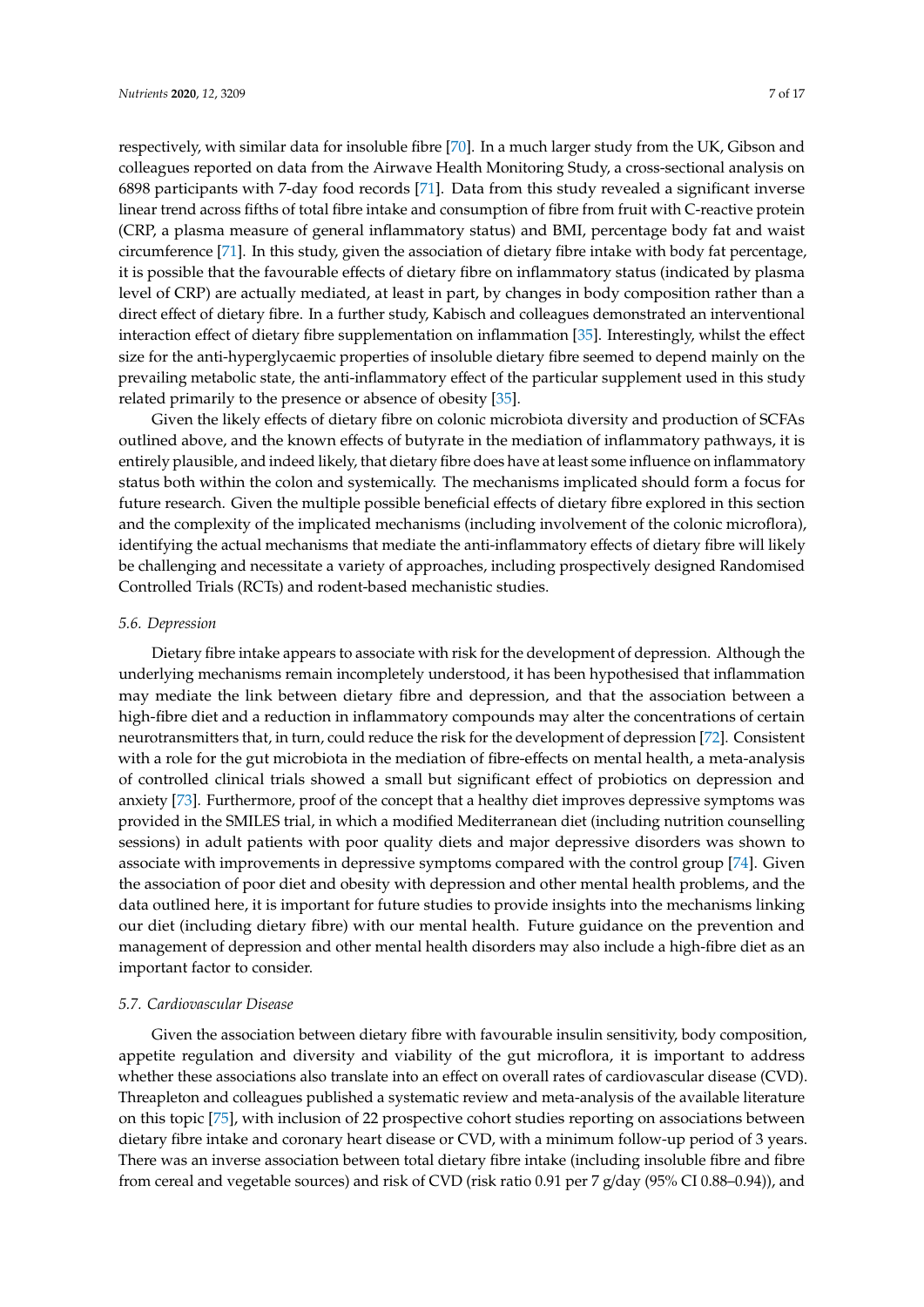respectively, with similar data for insoluble fibre [70]. In a much larger study from the UK, Gibson and colleagues reported on data from the Airwave Health Monitoring Study, a cross-sectional analysis on 6898 participants with 7-day food records [71]. Data from this study revealed a significant inverse linear trend across fifths of total fibre intake and consumption of fibre from fruit with C-reactive protein (CRP, a plasma measure of general inflammatory status) and BMI, percentage body fat and waist circumference [71]. In this study, given the association of dietary fibre intake with body fat percentage, it is possible that the favourable effects of dietary fibre on inflammatory status (indicated by plasma level of CRP) are actually mediated, at least in part, by changes in body composition rather than a direct effect of dietary fibre. In a further study, Kabisch and colleagues demonstrated an interventional interaction effect of dietary fibre supplementation on inflammation [35]. Interestingly, whilst the effect size for the anti-hyperglycaemic properties of insoluble dietary fibre seemed to depend mainly on the prevailing metabolic state, the anti-inflammatory effect of the particular supplement used in this study related primarily to the presence or absence of obesity [35].

Given the likely effects of dietary fibre on colonic microbiota diversity and production of SCFAs outlined above, and the known effects of butyrate in the mediation of inflammatory pathways, it is entirely plausible, and indeed likely, that dietary fibre does have at least some influence on inflammatory status both within the colon and systemically. The mechanisms implicated should form a focus for future research. Given the multiple possible beneficial effects of dietary fibre explored in this section and the complexity of the implicated mechanisms (including involvement of the colonic microflora), identifying the actual mechanisms that mediate the anti-inflammatory effects of dietary fibre will likely be challenging and necessitate a variety of approaches, including prospectively designed Randomised Controlled Trials (RCTs) and rodent-based mechanistic studies.

### 5.6. Depression

Dietary fibre intake appears to associate with risk for the development of depression. Although the underlying mechanisms remain incompletely understood, it has been hypothesised that inflammation may mediate the link between dietary fibre and depression, and that the association between a high-fibre diet and a reduction in inflammatory compounds may alter the concentrations of certain neurotransmitters that, in turn, could reduce the risk for the development of depression [72]. Consistent with a role for the gut microbiota in the mediation of fibre-effects on mental health, a meta-analysis of controlled clinical trials showed a small but significant effect of probiotics on depression and anxiety [73]. Furthermore, proof of the concept that a healthy diet improves depressive symptoms was provided in the SMILES trial, in which a modified Mediterranean diet (including nutrition counselling sessions) in adult patients with poor quality diets and major depressive disorders was shown to associate with improvements in depressive symptoms compared with the control group [74]. Given the association of poor diet and obesity with depression and other mental health problems, and the data outlined here, it is important for future studies to provide insights into the mechanisms linking our diet (including dietary fibre) with our mental health. Future guidance on the prevention and management of depression and other mental health disorders may also include a high-fibre diet as an important factor to consider.

### 5.7. Cardiovascular Disease

Given the association between dietary fibre with favourable insulin sensitivity, body composition, appetite regulation and diversity and viability of the gut microflora, it is important to address whether these associations also translate into an effect on overall rates of cardiovascular disease (CVD). Threapleton and colleagues published a systematic review and meta-analysis of the available literature on this topic [75], with inclusion of 22 prospective cohort studies reporting on associations between dietary fibre intake and coronary heart disease or CVD, with a minimum follow-up period of 3 years. There was an inverse association between total dietary fibre intake (including insoluble fibre and fibre from cereal and vegetable sources) and risk of CVD (risk ratio 0.91 per 7 g/day (95% CI 0.88–0.94)), and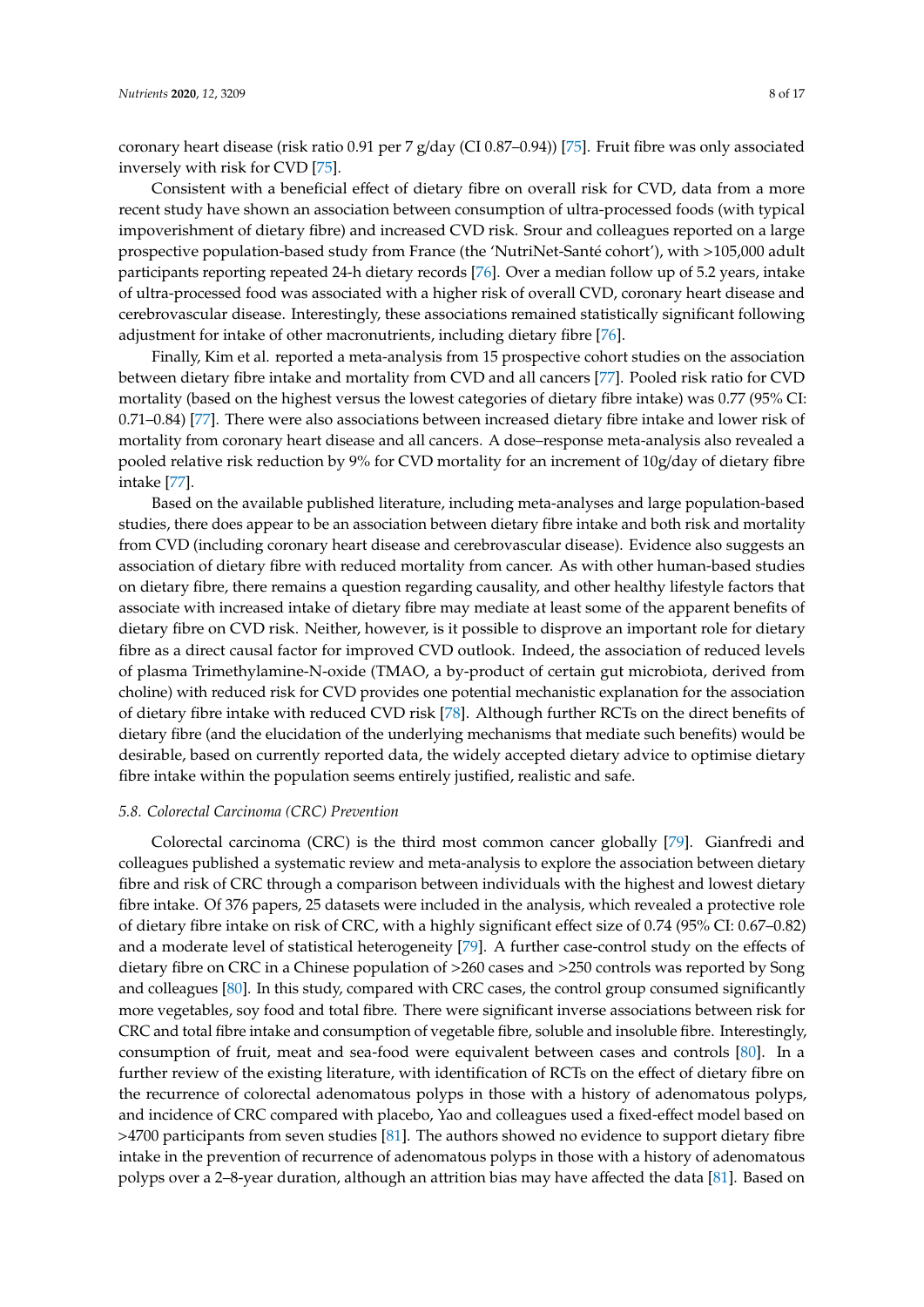coronary heart disease (risk ratio 0.91 per 7 g/day (CI 0.87–0.94)) [75]. Fruit fibre was only associated inversely with risk for CVD [75].

Consistent with a beneficial effect of dietary fibre on overall risk for CVD, data from a more recent study have shown an association between consumption of ultra-processed foods (with typical impoverishment of dietary fibre) and increased CVD risk. Srour and colleagues reported on a large prospective population-based study from France (the 'NutriNet-Santé cohort'), with >105,000 adult participants reporting repeated 24-h dietary records [76]. Over a median follow up of 5.2 years, intake of ultra-processed food was associated with a higher risk of overall CVD, coronary heart disease and cerebrovascular disease. Interestingly, these associations remained statistically significant following adjustment for intake of other macronutrients, including dietary fibre [76].

Finally, Kim et al. reported a meta-analysis from 15 prospective cohort studies on the association between dietary fibre intake and mortality from CVD and all cancers [77]. Pooled risk ratio for CVD mortality (based on the highest versus the lowest categories of dietary fibre intake) was 0.77 (95% CI: 0.71–0.84) [77]. There were also associations between increased dietary fibre intake and lower risk of mortality from coronary heart disease and all cancers. A dose–response meta-analysis also revealed a pooled relative risk reduction by 9% for CVD mortality for an increment of 10g/day of dietary fibre intake [77].

Based on the available published literature, including meta-analyses and large population-based studies, there does appear to be an association between dietary fibre intake and both risk and mortality from CVD (including coronary heart disease and cerebrovascular disease). Evidence also suggests an association of dietary fibre with reduced mortality from cancer. As with other human-based studies on dietary fibre, there remains a question regarding causality, and other healthy lifestyle factors that associate with increased intake of dietary fibre may mediate at least some of the apparent benefits of dietary fibre on CVD risk. Neither, however, is it possible to disprove an important role for dietary fibre as a direct causal factor for improved CVD outlook. Indeed, the association of reduced levels of plasma Trimethylamine-N-oxide (TMAO, a by-product of certain gut microbiota, derived from choline) with reduced risk for CVD provides one potential mechanistic explanation for the association of dietary fibre intake with reduced CVD risk [78]. Although further RCTs on the direct benefits of dietary fibre (and the elucidation of the underlying mechanisms that mediate such benefits) would be desirable, based on currently reported data, the widely accepted dietary advice to optimise dietary fibre intake within the population seems entirely justified, realistic and safe.

### 5.8. Colorectal Carcinoma (CRC) Prevention

Colorectal carcinoma (CRC) is the third most common cancer globally [79]. Gianfredi and colleagues published a systematic review and meta-analysis to explore the association between dietary fibre and risk of CRC through a comparison between individuals with the highest and lowest dietary fibre intake. Of 376 papers, 25 datasets were included in the analysis, which revealed a protective role of dietary fibre intake on risk of CRC, with a highly significant effect size of 0.74 (95% CI: 0.67–0.82) and a moderate level of statistical heterogeneity [79]. A further case-control study on the effects of dietary fibre on CRC in a Chinese population of >260 cases and >250 controls was reported by Song and colleagues [80]. In this study, compared with CRC cases, the control group consumed significantly more vegetables, soy food and total fibre. There were significant inverse associations between risk for CRC and total fibre intake and consumption of vegetable fibre, soluble and insoluble fibre. Interestingly, consumption of fruit, meat and sea-food were equivalent between cases and controls [80]. In a further review of the existing literature, with identification of RCTs on the effect of dietary fibre on the recurrence of colorectal adenomatous polyps in those with a history of adenomatous polyps, and incidence of CRC compared with placebo, Yao and colleagues used a fixed-effect model based on >4700 participants from seven studies [81]. The authors showed no evidence to support dietary fibre intake in the prevention of recurrence of adenomatous polyps in those with a history of adenomatous polyps over a 2–8-year duration, although an attrition bias may have affected the data [81]. Based on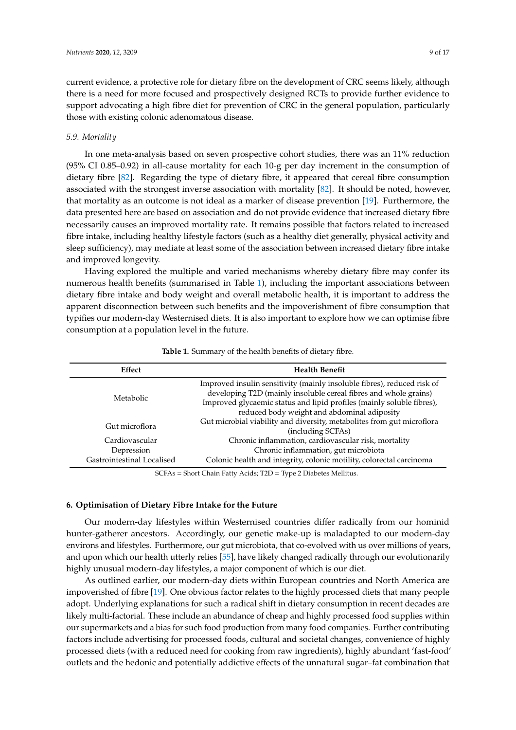current evidence, a protective role for dietary fibre on the development of CRC seems likely, although there is a need for more focused and prospectively designed RCTs to provide further evidence to support advocating a high fibre diet for prevention of CRC in the general population, particularly those with existing colonic adenomatous disease.

### 5.9. Mortality

In one meta-analysis based on seven prospective cohort studies, there was an 11% reduction (95% CI 0.85–0.92) in all-cause mortality for each 10-g per day increment in the consumption of dietary fibre [82]. Regarding the type of dietary fibre, it appeared that cereal fibre consumption associated with the strongest inverse association with mortality [82]. It should be noted, however, that mortality as an outcome is not ideal as a marker of disease prevention [19]. Furthermore, the data presented here are based on association and do not provide evidence that increased dietary fibre necessarily causes an improved mortality rate. It remains possible that factors related to increased fibre intake, including healthy lifestyle factors (such as a healthy diet generally, physical activity and sleep sufficiency), may mediate at least some of the association between increased dietary fibre intake and improved longevity.

Having explored the multiple and varied mechanisms whereby dietary fibre may confer its numerous health benefits (summarised in Table 1), including the important associations between dietary fibre intake and body weight and overall metabolic health, it is important to address the apparent disconnection between such benefits and the impoverishment of fibre consumption that typifies our modern-day Westernised diets. It is also important to explore how we can optimise fibre consumption at a population level in the future.

**Table 1.** Summary of the health benefits of dietary fibre.

| Effect | Health Benefit |
|---|---|
| Metabolic | Improved insulin sensitivity (mainly insoluble fibres), reduced risk of developing T2D (mainly insoluble cereal fibres and whole grains) Improved glycaemic status and lipid profiles (mainly soluble fibres), reduced body weight and abdominal adiposity |
| Gut microflora | Gut microbial viability and diversity, metabolites from gut microflora (including SCFAs) |
| Cardiovascular | Chronic inflammation, cardiovascular risk, mortality |
| Depression | Chronic inflammation, gut microbiota |
| Gastrointestinal Localised | Colonic health and integrity, colonic motility, colorectal carcinoma |

SCFAs = Short Chain Fatty Acids; T2D = Type 2 Diabetes Mellitus.

## 6. Optimisation of Dietary Fibre Intake for the Future

Our modern-day lifestyles within Westernised countries differ radically from our hominid hunter-gatherer ancestors. Accordingly, our genetic make-up is maladapted to our modern-day environs and lifestyles. Furthermore, our gut microbiota, that co-evolved with us over millions of years, and upon which our health utterly relies [55], have likely changed radically through our evolutionarily highly unusual modern-day lifestyles, a major component of which is our diet.

As outlined earlier, our modern-day diets within European countries and North America are impoverished of fibre [19]. One obvious factor relates to the highly processed diets that many people adopt. Underlying explanations for such a radical shift in dietary consumption in recent decades are likely multi-factorial. These include an abundance of cheap and highly processed food supplies within our supermarkets and a bias for such food production from many food companies. Further contributing factors include advertising for processed foods, cultural and societal changes, convenience of highly processed diets (with a reduced need for cooking from raw ingredients), highly abundant 'fast-food' outlets and the hedonic and potentially addictive effects of the unnatural sugar–fat combination that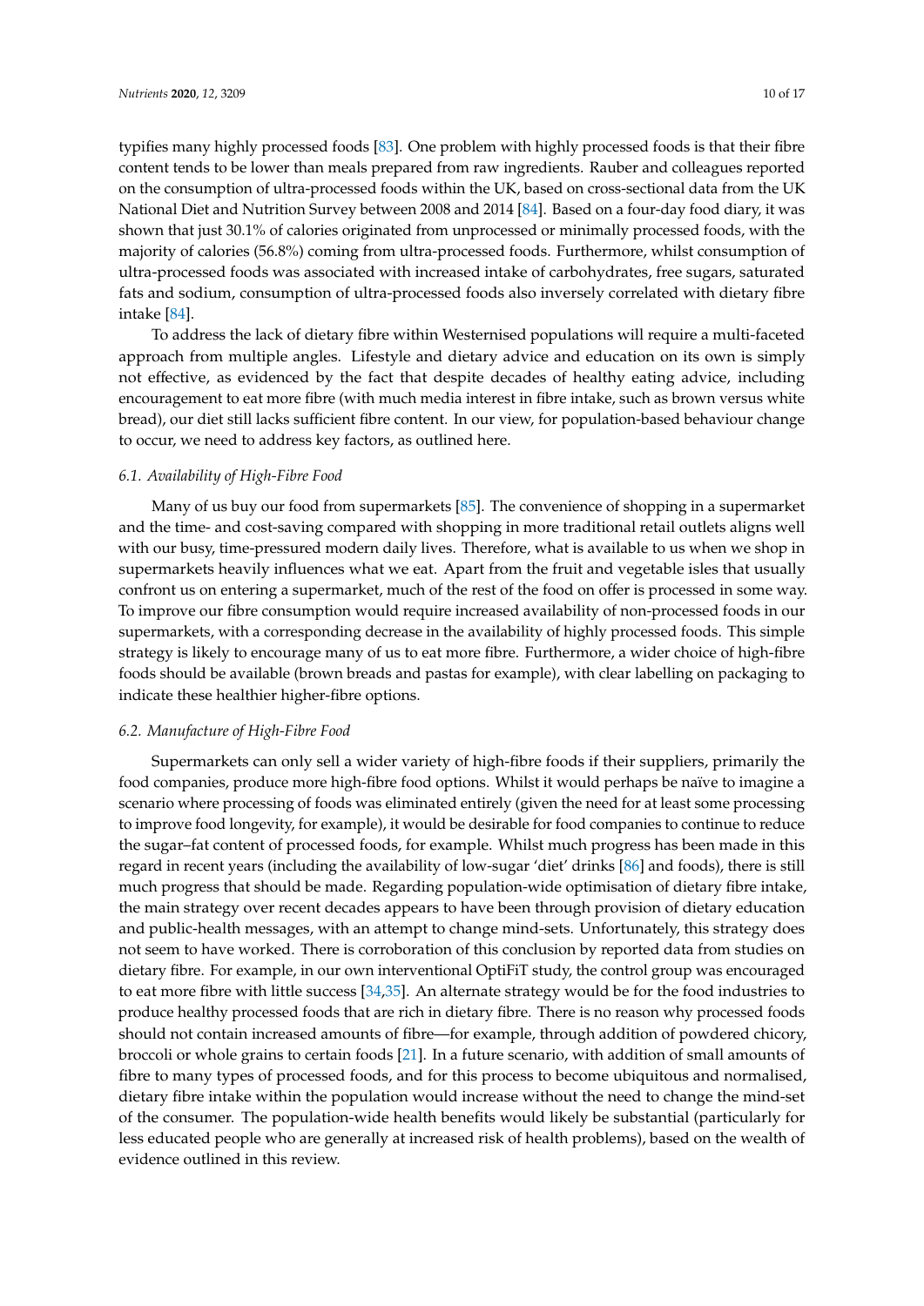typifies many highly processed foods [83]. One problem with highly processed foods is that their fibre content tends to be lower than meals prepared from raw ingredients. Rauber and colleagues reported on the consumption of ultra-processed foods within the UK, based on cross-sectional data from the UK National Diet and Nutrition Survey between 2008 and 2014 [84]. Based on a four-day food diary, it was shown that just 30.1% of calories originated from unprocessed or minimally processed foods, with the majority of calories (56.8%) coming from ultra-processed foods. Furthermore, whilst consumption of ultra-processed foods was associated with increased intake of carbohydrates, free sugars, saturated fats and sodium, consumption of ultra-processed foods also inversely correlated with dietary fibre intake [84].

To address the lack of dietary fibre within Westernised populations will require a multi-faceted approach from multiple angles. Lifestyle and dietary advice and education on its own is simply not effective, as evidenced by the fact that despite decades of healthy eating advice, including encouragement to eat more fibre (with much media interest in fibre intake, such as brown versus white bread), our diet still lacks sufficient fibre content. In our view, for population-based behaviour change to occur, we need to address key factors, as outlined here.

### *6.1. Availability of High-Fibre Food*

Many of us buy our food from supermarkets [85]. The convenience of shopping in a supermarket and the time- and cost-saving compared with shopping in more traditional retail outlets aligns well with our busy, time-pressured modern daily lives. Therefore, what is available to us when we shop in supermarkets heavily influences what we eat. Apart from the fruit and vegetable isles that usually confront us on entering a supermarket, much of the rest of the food on offer is processed in some way. To improve our fibre consumption would require increased availability of non-processed foods in our supermarkets, with a corresponding decrease in the availability of highly processed foods. This simple strategy is likely to encourage many of us to eat more fibre. Furthermore, a wider choice of high-fibre foods should be available (brown breads and pastas for example), with clear labelling on packaging to indicate these healthier higher-fibre options.

### *6.2. Manufacture of High-Fibre Food*

Supermarkets can only sell a wider variety of high-fibre foods if their suppliers, primarily the food companies, produce more high-fibre food options. Whilst it would perhaps be naïve to imagine a scenario where processing of foods was eliminated entirely (given the need for at least some processing to improve food longevity, for example), it would be desirable for food companies to continue to reduce the sugar–fat content of processed foods, for example. Whilst much progress has been made in this regard in recent years (including the availability of low-sugar 'diet' drinks [86] and foods), there is still much progress that should be made. Regarding population-wide optimisation of dietary fibre intake, the main strategy over recent decades appears to have been through provision of dietary education and public-health messages, with an attempt to change mind-sets. Unfortunately, this strategy does not seem to have worked. There is corroboration of this conclusion by reported data from studies on dietary fibre. For example, in our own interventional OptiFiT study, the control group was encouraged to eat more fibre with little success [34,35]. An alternate strategy would be for the food industries to produce healthy processed foods that are rich in dietary fibre. There is no reason why processed foods should not contain increased amounts of fibre—for example, through addition of powdered chicory, broccoli or whole grains to certain foods [21]. In a future scenario, with addition of small amounts of fibre to many types of processed foods, and for this process to become ubiquitous and normalised, dietary fibre intake within the population would increase without the need to change the mind-set of the consumer. The population-wide health benefits would likely be substantial (particularly for less educated people who are generally at increased risk of health problems), based on the wealth of evidence outlined in this review.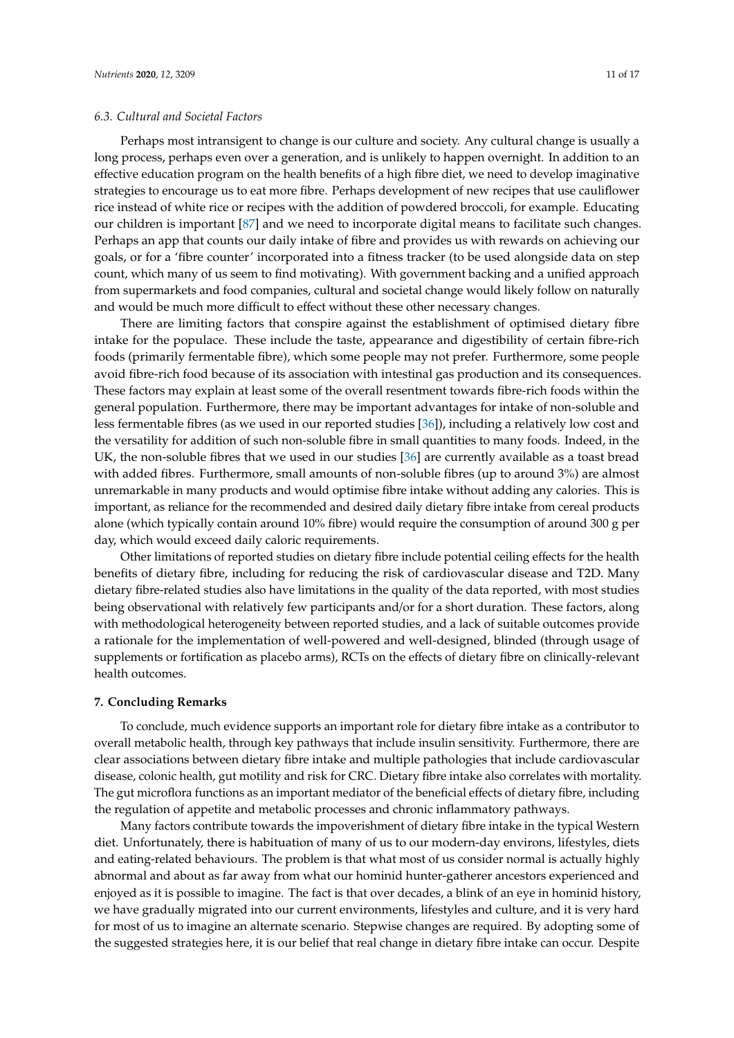### 6.3. Cultural and Societal Factors

Perhaps most intransigent to change is our culture and society. Any cultural change is usually a long process, perhaps even over a generation, and is unlikely to happen overnight. In addition to an effective education program on the health benefits of a high fibre diet, we need to develop imaginative strategies to encourage us to eat more fibre. Perhaps development of new recipes that use cauliflower rice instead of white rice or recipes with the addition of powdered broccoli, for example. Educating our children is important [87] and we need to incorporate digital means to facilitate such changes. Perhaps an app that counts our daily intake of fibre and provides us with rewards on achieving our goals, or for a 'fibre counter' incorporated into a fitness tracker (to be used alongside data on step count, which many of us seem to find motivating). With government backing and a unified approach from supermarkets and food companies, cultural and societal change would likely follow on naturally and would be much more difficult to effect without these other necessary changes.

There are limiting factors that conspire against the establishment of optimised dietary fibre intake for the populace. These include the taste, appearance and digestibility of certain fibre-rich foods (primarily fermentable fibre), which some people may not prefer. Furthermore, some people avoid fibre-rich food because of its association with intestinal gas production and its consequences. These factors may explain at least some of the overall resentment towards fibre-rich foods within the general population. Furthermore, there may be important advantages for intake of non-soluble and less fermentable fibres (as we used in our reported studies [36]), including a relatively low cost and the versatility for addition of such non-soluble fibre in small quantities to many foods. Indeed, in the UK, the non-soluble fibres that we used in our studies [36] are currently available as a toast bread with added fibres. Furthermore, small amounts of non-soluble fibres (up to around 3%) are almost unremarkable in many products and would optimise fibre intake without adding any calories. This is important, as reliance for the recommended and desired daily dietary fibre intake from cereal products alone (which typically contain around 10% fibre) would require the consumption of around 300 g per day, which would exceed daily caloric requirements.

Other limitations of reported studies on dietary fibre include potential ceiling effects for the health benefits of dietary fibre, including for reducing the risk of cardiovascular disease and T2D. Many dietary fibre-related studies also have limitations in the quality of the data reported, with most studies being observational with relatively few participants and/or for a short duration. These factors, along with methodological heterogeneity between reported studies, and a lack of suitable outcomes provide a rationale for the implementation of well-powered and well-designed, blinded (through usage of supplements or fortification as placebo arms), RCTs on the effects of dietary fibre on clinically-relevant health outcomes.

## 7. Concluding Remarks

To conclude, much evidence supports an important role for dietary fibre intake as a contributor to overall metabolic health, through key pathways that include insulin sensitivity. Furthermore, there are clear associations between dietary fibre intake and multiple pathologies that include cardiovascular disease, colonic health, gut motility and risk for CRC. Dietary fibre intake also correlates with mortality. The gut microflora functions as an important mediator of the beneficial effects of dietary fibre, including the regulation of appetite and metabolic processes and chronic inflammatory pathways.

Many factors contribute towards the impoverishment of dietary fibre intake in the typical Western diet. Unfortunately, there is habituation of many of us to our modern-day environs, lifestyles, diets and eating-related behaviours. The problem is that what most of us consider normal is actually highly abnormal and about as far away from what our hominid hunter-gatherer ancestors experienced and enjoyed as it is possible to imagine. The fact is that over decades, a blink of an eye in hominid history, we have gradually migrated into our current environments, lifestyles and culture, and it is very hard for most of us to imagine an alternate scenario. Stepwise changes are required. By adopting some of the suggested strategies here, it is our belief that real change in dietary fibre intake can occur. Despite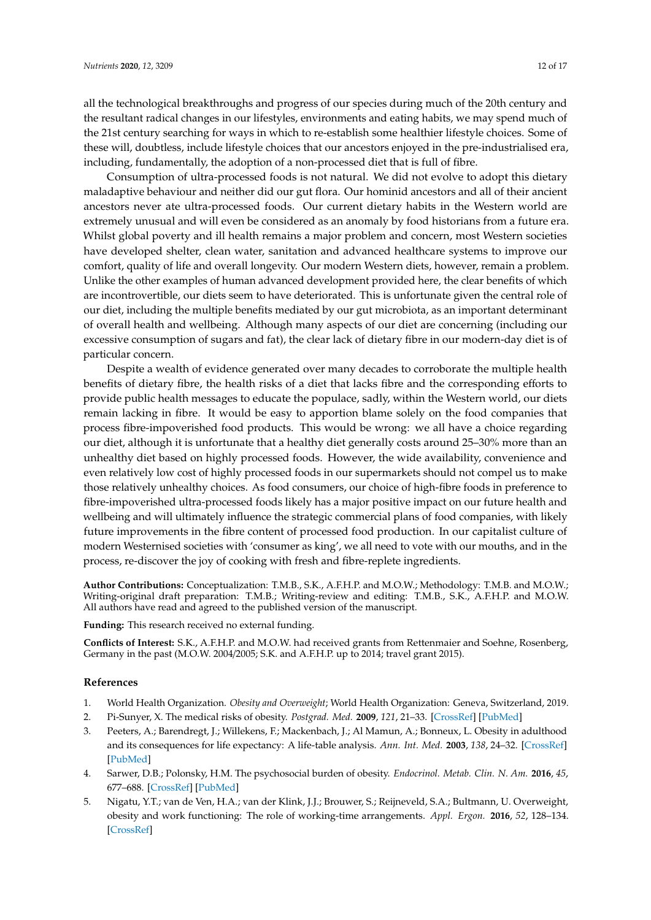all the technological breakthroughs and progress of our species during much of the 20th century and the resultant radical changes in our lifestyles, environments and eating habits, we may spend much of the 21st century searching for ways in which to re-establish some healthier lifestyle choices. Some of these will, doubtless, include lifestyle choices that our ancestors enjoyed in the pre-industrialised era, including, fundamentally, the adoption of a non-processed diet that is full of fibre.

Consumption of ultra-processed foods is not natural. We did not evolve to adopt this dietary maladaptive behaviour and neither did our gut flora. Our hominid ancestors and all of their ancient ancestors never ate ultra-processed foods. Our current dietary habits in the Western world are extremely unusual and will even be considered as an anomaly by food historians from a future era. Whilst global poverty and ill health remains a major problem and concern, most Western societies have developed shelter, clean water, sanitation and advanced healthcare systems to improve our comfort, quality of life and overall longevity. Our modern Western diets, however, remain a problem. Unlike the other examples of human advanced development provided here, the clear benefits of which are incontrovertible, our diets seem to have deteriorated. This is unfortunate given the central role of our diet, including the multiple benefits mediated by our gut microbiota, as an important determinant of overall health and wellbeing. Although many aspects of our diet are concerning (including our excessive consumption of sugars and fat), the clear lack of dietary fibre in our modern-day diet is of particular concern.

Despite a wealth of evidence generated over many decades to corroborate the multiple health benefits of dietary fibre, the health risks of a diet that lacks fibre and the corresponding efforts to provide public health messages to educate the populace, sadly, within the Western world, our diets remain lacking in fibre. It would be easy to apportion blame solely on the food companies that process fibre-impoverished food products. This would be wrong: we all have a choice regarding our diet, although it is unfortunate that a healthy diet generally costs around 25–30% more than an unhealthy diet based on highly processed foods. However, the wide availability, convenience and even relatively low cost of highly processed foods in our supermarkets should not compel us to make those relatively unhealthy choices. As food consumers, our choice of high-fibre foods in preference to fibre-impoverished ultra-processed foods likely has a major positive impact on our future health and wellbeing and will ultimately influence the strategic commercial plans of food companies, with likely future improvements in the fibre content of processed food production. In our capitalist culture of modern Westernised societies with 'consumer as king', we all need to vote with our mouths, and in the process, re-discover the joy of cooking with fresh and fibre-replete ingredients.

**Author Contributions:** Conceptualization: T.M.B., S.K., A.F.H.P. and M.O.W.; Methodology: T.M.B. and M.O.W.; Writing-original draft preparation: T.M.B.; Writing-review and editing: T.M.B., S.K., A.F.H.P. and M.O.W. All authors have read and agreed to the published version of the manuscript.

**Funding:** This research received no external funding.

**Conflicts of Interest:** S.K., A.F.H.P. and M.O.W. had received grants from Rettenmaier and Soehne, Rosenberg, Germany in the past (M.O.W. 2004/2005; S.K. and A.F.H.P. up to 2014; travel grant 2015).

## References

1. World Health Organization. *Obesity and Overweight*; World Health Organization: Geneva, Switzerland, 2019.
2. Pi-Sunyer, X. The medical risks of obesity. *Postgrad. Med.* **2009**, *121*, 21–33. [CrossRef] [PubMed]
3. Peeters, A.; Barendregt, J.; Willekens, F.; Mackenbach, J.; Al Mamun, A.; Bonneux, L. Obesity in adulthood and its consequences for life expectancy: A life-table analysis. *Ann. Int. Med.* **2003**, *138*, 24–32. [CrossRef] [PubMed]
4. Sarwer, D.B.; Polonsky, H.M. The psychosocial burden of obesity. *Endocrinol. Metab. Clin. N. Am.* **2016**, *45*, 677–688. [CrossRef] [PubMed]
5. Nigatu, Y.T.; van de Ven, H.A.; van der Klink, J.J.; Brouwer, S.; Reijneveld, S.A.; Bultmann, U. Overweight, obesity and work functioning: The role of working-time arrangements. *Appl. Ergon.* **2016**, *52*, 128–134. [CrossRef]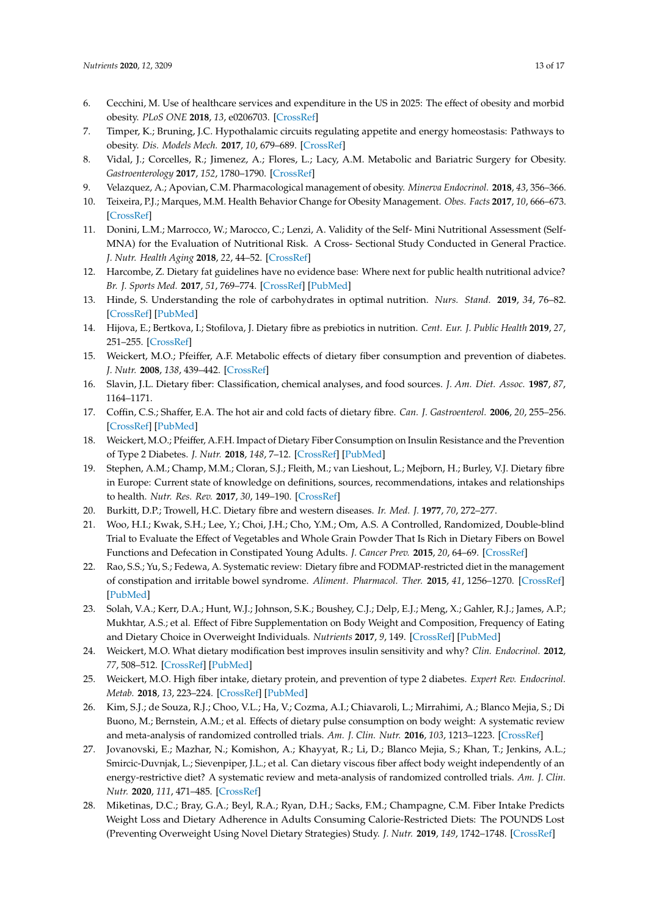6. Cecchini, M. Use of healthcare services and expenditure in the US in 2025: The effect of obesity and morbid obesity. *PLoS ONE* **2018**, *13*, e0206703. [CrossRef]
7. Timper, K.; Bruning, J.C. Hypothalamic circuits regulating appetite and energy homeostasis: Pathways to obesity. *Dis. Models Mech.* **2017**, *10*, 679–689. [CrossRef]
8. Vidal, J.; Corcelles, R.; Jimenez, A.; Flores, L.; Lacy, A.M. Metabolic and Bariatric Surgery for Obesity. *Gastroenterology* **2017**, *152*, 1780–1790. [CrossRef]
9. Velazquez, A.; Apovian, C.M. Pharmacological management of obesity. *Minerva Endocrinol.* **2018**, *43*, 356–366.
10. Teixeira, P.J.; Marques, M.M. Health Behavior Change for Obesity Management. *Obes. Facts* **2017**, *10*, 666–673. [CrossRef]
11. Donini, L.M.; Marrocco, W.; Marocco, C.; Lenzi, A. Validity of the Self- Mini Nutritional Assessment (Self-MNA) for the Evaluation of Nutritional Risk. A Cross- Sectional Study Conducted in General Practice. *J. Nutr. Health Aging* **2018**, *22*, 44–52. [CrossRef]
12. Harcombe, Z. Dietary fat guidelines have no evidence base: Where next for public health nutritional advice? *Br. J. Sports Med.* **2017**, *51*, 769–774. [CrossRef] [PubMed]
13. Hinde, S. Understanding the role of carbohydrates in optimal nutrition. *Nurs. Stand.* **2019**, *34*, 76–82. [CrossRef] [PubMed]
14. Hijova, E.; Bertkova, I.; Stofilova, J. Dietary fibre as prebiotics in nutrition. *Cent. Eur. J. Public Health* **2019**, *27*, 251–255. [CrossRef]
15. Weickert, M.O.; Pfeiffer, A.F. Metabolic effects of dietary fiber consumption and prevention of diabetes. *J. Nutr.* **2008**, *138*, 439–442. [CrossRef]
16. Slavin, J.L. Dietary fiber: Classification, chemical analyses, and food sources. *J. Am. Diet. Assoc.* **1987**, *87*, 1164–1171.
17. Coffin, C.S.; Shaffer, E.A. The hot air and cold facts of dietary fibre. *Can. J. Gastroenterol.* **2006**, *20*, 255–256. [CrossRef] [PubMed]
18. Weickert, M.O.; Pfeiffer, A.F.H. Impact of Dietary Fiber Consumption on Insulin Resistance and the Prevention of Type 2 Diabetes. *J. Nutr.* **2018**, *148*, 7–12. [CrossRef] [PubMed]
19. Stephen, A.M.; Champ, M.M.; Cloran, S.J.; Fleith, M.; van Lieshout, L.; Mejborn, H.; Burley, V.J. Dietary fibre in Europe: Current state of knowledge on definitions, sources, recommendations, intakes and relationships to health. *Nutr. Res. Rev.* **2017**, *30*, 149–190. [CrossRef]
20. Burkitt, D.P.; Trowell, H.C. Dietary fibre and western diseases. *Ir. Med. J.* **1977**, *70*, 272–277.
21. Woo, H.I.; Kwak, S.H.; Lee, Y.; Choi, J.H.; Cho, Y.M.; Om, A.S. A Controlled, Randomized, Double-blind Trial to Evaluate the Effect of Vegetables and Whole Grain Powder That Is Rich in Dietary Fibers on Bowel Functions and Defecation in Constipated Young Adults. *J. Cancer Prev.* **2015**, *20*, 64–69. [CrossRef]
22. Rao, S.S.; Yu, S.; Fedewa, A. Systematic review: Dietary fibre and FODMAP-restricted diet in the management of constipation and irritable bowel syndrome. *Aliment. Pharmacol. Ther.* **2015**, *41*, 1256–1270. [CrossRef] [PubMed]
23. Solah, V.A.; Kerr, D.A.; Hunt, W.J.; Johnson, S.K.; Boushey, C.J.; Delp, E.J.; Meng, X.; Gahler, R.J.; James, A.P.; Mukhtar, A.S.; et al. Effect of Fibre Supplementation on Body Weight and Composition, Frequency of Eating and Dietary Choice in Overweight Individuals. *Nutrients* **2017**, *9*, 149. [CrossRef] [PubMed]
24. Weickert, M.O. What dietary modification best improves insulin sensitivity and why? *Clin. Endocrinol.* **2012**, *77*, 508–512. [CrossRef] [PubMed]
25. Weickert, M.O. High fiber intake, dietary protein, and prevention of type 2 diabetes. *Expert Rev. Endocrinol. Metab.* **2018**, *13*, 223–224. [CrossRef] [PubMed]
26. Kim, S.J.; de Souza, R.J.; Choo, V.L.; Ha, V.; Cozma, A.I.; Chiavaroli, L.; Mirrahimi, A.; Blanco Mejia, S.; Di Buono, M.; Bernstein, A.M.; et al. Effects of dietary pulse consumption on body weight: A systematic review and meta-analysis of randomized controlled trials. *Am. J. Clin. Nutr.* **2016**, *103*, 1213–1223. [CrossRef]
27. Jovanovski, E.; Mazhar, N.; Komishon, A.; Khayyat, R.; Li, D.; Blanco Mejia, S.; Khan, T.; Jenkins, A.L.; Smircic-Duvnjak, L.; Sievenpiper, J.L.; et al. Can dietary viscous fiber affect body weight independently of an energy-restrictive diet? A systematic review and meta-analysis of randomized controlled trials. *Am. J. Clin. Nutr.* **2020**, *111*, 471–485. [CrossRef]
28. Miketinas, D.C.; Bray, G.A.; Beyl, R.A.; Ryan, D.H.; Sacks, F.M.; Champagne, C.M. Fiber Intake Predicts Weight Loss and Dietary Adherence in Adults Consuming Calorie-Restricted Diets: The POUNDS Lost (Preventing Overweight Using Novel Dietary Strategies) Study. *J. Nutr.* **2019**, *149*, 1742–1748. [CrossRef]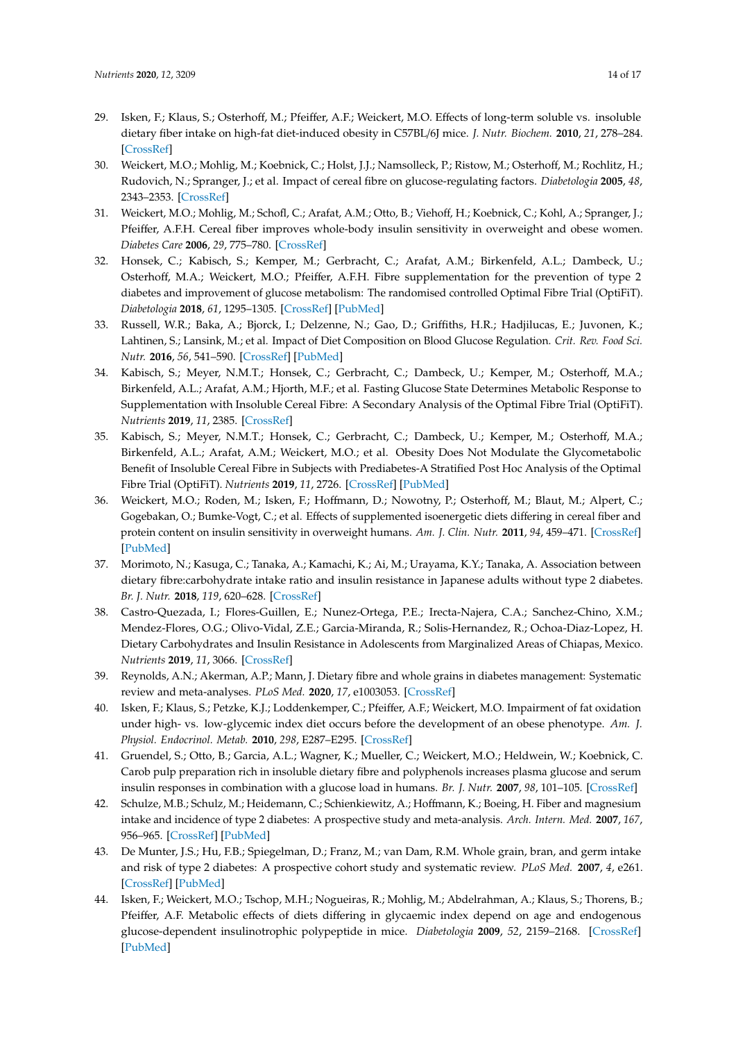29. Isken, F.; Klaus, S.; Osterhoff, M.; Pfeiffer, A.F.; Weickert, M.O. Effects of long-term soluble vs. insoluble dietary fiber intake on high-fat diet-induced obesity in C57BL/6J mice. *J. Nutr. Biochem.* **2010**, *21*, 278–284. [CrossRef]
30. Weickert, M.O.; Mohlig, M.; Koebnick, C.; Holst, J.J.; Namsolleck, P.; Ristow, M.; Osterhoff, M.; Rochlitz, H.; Rudovich, N.; Spranger, J.; et al. Impact of cereal fibre on glucose-regulating factors. *Diabetologia* **2005**, *48*, 2343–2353. [CrossRef]
31. Weickert, M.O.; Mohlig, M.; Schofl, C.; Arafat, A.M.; Otto, B.; Viehoff, H.; Koebnick, C.; Kohl, A.; Spranger, J.; Pfeiffer, A.F.H. Cereal fiber improves whole-body insulin sensitivity in overweight and obese women. *Diabetes Care* **2006**, *29*, 775–780. [CrossRef]
32. Honsek, C.; Kabisch, S.; Kemper, M.; Gerbracht, C.; Arafat, A.M.; Birkenfeld, A.L.; Dambeck, U.; Osterhoff, M.A.; Weickert, M.O.; Pfeiffer, A.F.H. Fibre supplementation for the prevention of type 2 diabetes and improvement of glucose metabolism: The randomised controlled Optimal Fibre Trial (OptiFiT). *Diabetologia* **2018**, *61*, 1295–1305. [CrossRef] [PubMed]
33. Russell, W.R.; Baka, A.; Bjorck, I.; Delzenne, N.; Gao, D.; Griffiths, H.R.; Hadjilucas, E.; Juvonen, K.; Lahtinen, S.; Lansink, M.; et al. Impact of Diet Composition on Blood Glucose Regulation. *Crit. Rev. Food Sci. Nutr.* **2016**, *56*, 541–590. [CrossRef] [PubMed]
34. Kabisch, S.; Meyer, N.M.T.; Honsek, C.; Gerbracht, C.; Dambeck, U.; Kemper, M.; Osterhoff, M.A.; Birkenfeld, A.L.; Arafat, A.M.; Hjorth, M.F.; et al. Fasting Glucose State Determines Metabolic Response to Supplementation with Insoluble Cereal Fibre: A Secondary Analysis of the Optimal Fibre Trial (OptiFiT). *Nutrients* **2019**, *11*, 2385. [CrossRef]
35. Kabisch, S.; Meyer, N.M.T.; Honsek, C.; Gerbracht, C.; Dambeck, U.; Kemper, M.; Osterhoff, M.A.; Birkenfeld, A.L.; Arafat, A.M.; Weickert, M.O.; et al. Obesity Does Not Modulate the Glycometabolic Benefit of Insoluble Cereal Fibre in Subjects with Prediabetes-A Stratified Post Hoc Analysis of the Optimal Fibre Trial (OptiFiT). *Nutrients* **2019**, *11*, 2726. [CrossRef] [PubMed]
36. Weickert, M.O.; Roden, M.; Isken, F.; Hoffmann, D.; Nowotny, P.; Osterhoff, M.; Blaut, M.; Alpert, C.; Gogebakan, O.; Bumke-Vogt, C.; et al. Effects of supplemented isoenergetic diets differing in cereal fiber and protein content on insulin sensitivity in overweight humans. *Am. J. Clin. Nutr.* **2011**, *94*, 459–471. [CrossRef] [PubMed]
37. Morimoto, N.; Kasuga, C.; Tanaka, A.; Kamachi, K.; Ai, M.; Urayama, K.Y.; Tanaka, A. Association between dietary fibre:carbohydrate intake ratio and insulin resistance in Japanese adults without type 2 diabetes. *Br. J. Nutr.* **2018**, *119*, 620–628. [CrossRef]
38. Castro-Quezada, I.; Flores-Guillen, E.; Nunez-Ortega, P.E.; Irecta-Najera, C.A.; Sanchez-Chino, X.M.; Mendez-Flores, O.G.; Olivo-Vidal, Z.E.; Garcia-Miranda, R.; Solis-Hernandez, R.; Ochoa-Diaz-Lopez, H. Dietary Carbohydrates and Insulin Resistance in Adolescents from Marginalized Areas of Chiapas, Mexico. *Nutrients* **2019**, *11*, 3066. [CrossRef]
39. Reynolds, A.N.; Akerman, A.P.; Mann, J. Dietary fibre and whole grains in diabetes management: Systematic review and meta-analyses. *PLoS Med.* **2020**, *17*, e1003053. [CrossRef]
40. Isken, F.; Klaus, S.; Petzke, K.J.; Loddenkemper, C.; Pfeiffer, A.F.; Weickert, M.O. Impairment of fat oxidation under high- vs. low-glycemic index diet occurs before the development of an obese phenotype. *Am. J. Physiol. Endocrinol. Metab.* **2010**, *298*, E287–E295. [CrossRef]
41. Gruendel, S.; Otto, B.; Garcia, A.L.; Wagner, K.; Mueller, C.; Weickert, M.O.; Heldwein, W.; Koebnick, C. Carob pulp preparation rich in insoluble dietary fibre and polyphenols increases plasma glucose and serum insulin responses in combination with a glucose load in humans. *Br. J. Nutr.* **2007**, *98*, 101–105. [CrossRef]
42. Schulze, M.B.; Schulz, M.; Heidemann, C.; Schienkiewitz, A.; Hoffmann, K.; Boeing, H. Fiber and magnesium intake and incidence of type 2 diabetes: A prospective study and meta-analysis. *Arch. Intern. Med.* **2007**, *167*, 956–965. [CrossRef] [PubMed]
43. De Munter, J.S.; Hu, F.B.; Spiegelman, D.; Franz, M.; van Dam, R.M. Whole grain, bran, and germ intake and risk of type 2 diabetes: A prospective cohort study and systematic review. *PLoS Med.* **2007**, *4*, e261. [CrossRef] [PubMed]
44. Isken, F.; Weickert, M.O.; Tschop, M.H.; Nogueiras, R.; Mohlig, M.; Abdelrahman, A.; Klaus, S.; Thorens, B.; Pfeiffer, A.F. Metabolic effects of diets differing in glycaemic index depend on age and endogenous glucose-dependent insulinotrophic polypeptide in mice. *Diabetologia* **2009**, *52*, 2159–2168. [CrossRef] [PubMed]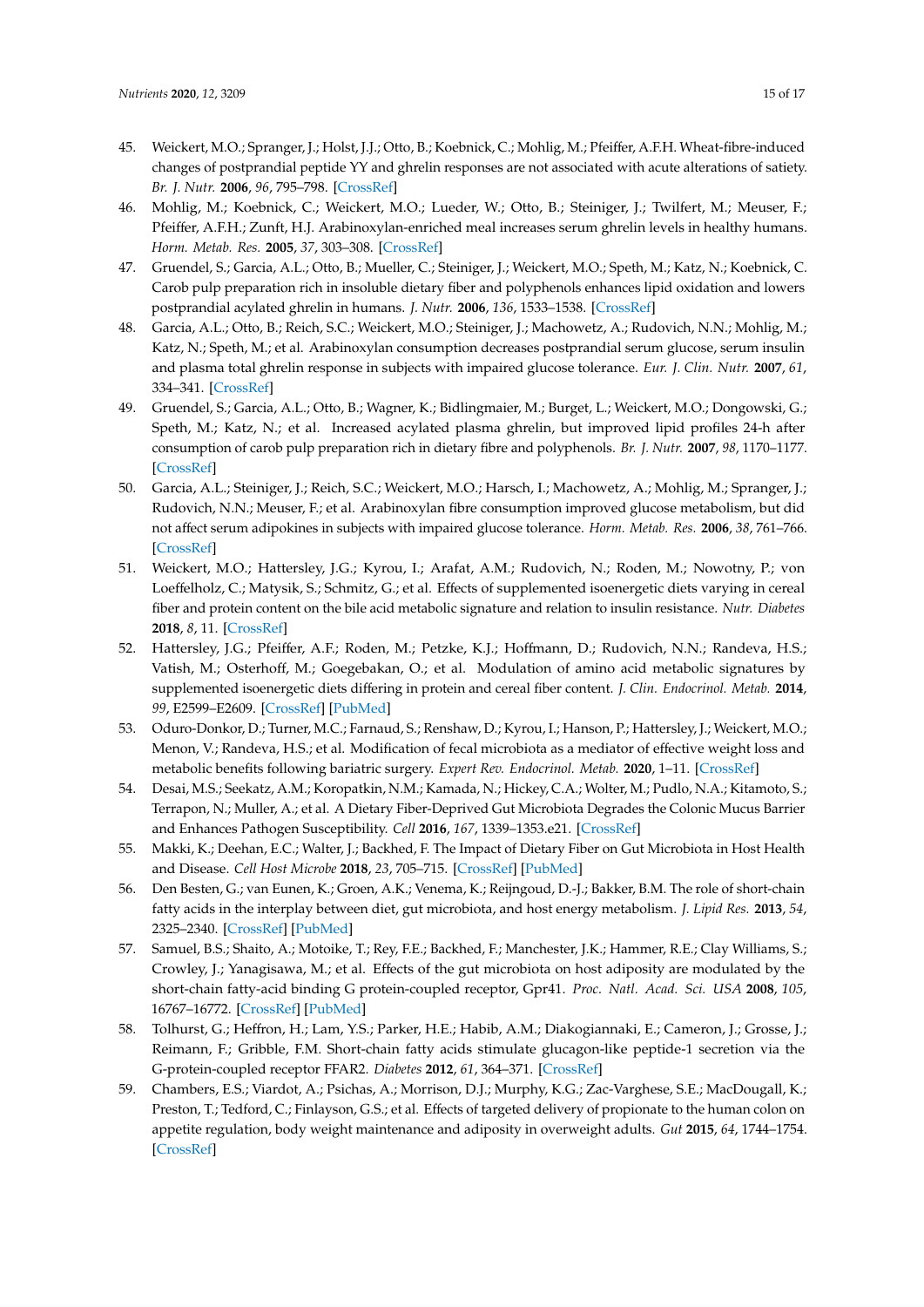45. Weickert, M.O.; Spranger, J.; Holst, J.J.; Otto, B.; Koebnick, C.; Mohlig, M.; Pfeiffer, A.F.H. Wheat-fibre-induced changes of postprandial peptide YY and ghrelin responses are not associated with acute alterations of satiety. *Br. J. Nutr.* **2006**, *96*, 795–798. [CrossRef]
46. Mohlig, M.; Koebnick, C.; Weickert, M.O.; Lueder, W.; Otto, B.; Steiniger, J.; Twilfert, M.; Meuser, F.; Pfeiffer, A.F.H.; Zunft, H.J. Arabinoxylan-enriched meal increases serum ghrelin levels in healthy humans. *Horm. Metab. Res.* **2005**, *37*, 303–308. [CrossRef]
47. Gruendel, S.; Garcia, A.L.; Otto, B.; Mueller, C.; Steiniger, J.; Weickert, M.O.; Speth, M.; Katz, N.; Koebnick, C. Carob pulp preparation rich in insoluble dietary fiber and polyphenols enhances lipid oxidation and lowers postprandial acylated ghrelin in humans. *J. Nutr.* **2006**, *136*, 1533–1538. [CrossRef]
48. Garcia, A.L.; Otto, B.; Reich, S.C.; Weickert, M.O.; Steiniger, J.; Machowetz, A.; Rudovich, N.N.; Mohlig, M.; Katz, N.; Speth, M.; et al. Arabinoxylan consumption decreases postprandial serum glucose, serum insulin and plasma total ghrelin response in subjects with impaired glucose tolerance. *Eur. J. Clin. Nutr.* **2007**, *61*, 334–341. [CrossRef]
49. Gruendel, S.; Garcia, A.L.; Otto, B.; Wagner, K.; Bidlingmaier, M.; Burget, L.; Weickert, M.O.; Dongowski, G.; Speth, M.; Katz, N.; et al. Increased acylated plasma ghrelin, but improved lipid profiles 24-h after consumption of carob pulp preparation rich in dietary fibre and polyphenols. *Br. J. Nutr.* **2007**, *98*, 1170–1177. [CrossRef]
50. Garcia, A.L.; Steiniger, J.; Reich, S.C.; Weickert, M.O.; Harsch, I.; Machowetz, A.; Mohlig, M.; Spranger, J.; Rudovich, N.N.; Meuser, F.; et al. Arabinoxylan fibre consumption improved glucose metabolism, but did not affect serum adipokines in subjects with impaired glucose tolerance. *Horm. Metab. Res.* **2006**, *38*, 761–766. [CrossRef]
51. Weickert, M.O.; Hattersley, J.G.; Kyrou, I.; Arafat, A.M.; Rudovich, N.; Roden, M.; Nowotny, P.; von Loeffelholz, C.; Matysik, S.; Schmitz, G.; et al. Effects of supplemented isoenergetic diets varying in cereal fiber and protein content on the bile acid metabolic signature and relation to insulin resistance. *Nutr. Diabetes* **2018**, *8*, 11. [CrossRef]
52. Hattersley, J.G.; Pfeiffer, A.F.; Roden, M.; Petzke, K.J.; Hoffmann, D.; Rudovich, N.N.; Randeva, H.S.; Vatish, M.; Osterhoff, M.; Goegebakan, O.; et al. Modulation of amino acid metabolic signatures by supplemented isoenergetic diets differing in protein and cereal fiber content. *J. Clin. Endocrinol. Metab.* **2014**, *99*, E2599–E2609. [CrossRef] [PubMed]
53. Oduro-Donkor, D.; Turner, M.C.; Farnaud, S.; Renshaw, D.; Kyrou, I.; Hanson, P.; Hattersley, J.; Weickert, M.O.; Menon, V.; Randeva, H.S.; et al. Modification of fecal microbiota as a mediator of effective weight loss and metabolic benefits following bariatric surgery. *Expert Rev. Endocrinol. Metab.* **2020**, 1–11. [CrossRef]
54. Desai, M.S.; Seekatz, A.M.; Koropatkin, N.M.; Kamada, N.; Hickey, C.A.; Wolter, M.; Pudlo, N.A.; Kitamoto, S.; Terrapon, N.; Muller, A.; et al. A Dietary Fiber-Deprived Gut Microbiota Degrades the Colonic Mucus Barrier and Enhances Pathogen Susceptibility. *Cell* **2016**, *167*, 1339–1353.e21. [CrossRef]
55. Makki, K.; Deehan, E.C.; Walter, J.; Backhed, F. The Impact of Dietary Fiber on Gut Microbiota in Host Health and Disease. *Cell Host Microbe* **2018**, *23*, 705–715. [CrossRef] [PubMed]
56. Den Besten, G.; van Eunen, K.; Groen, A.K.; Venema, K.; Reijngoud, D.-J.; Bakker, B.M. The role of short-chain fatty acids in the interplay between diet, gut microbiota, and host energy metabolism. *J. Lipid Res.* **2013**, *54*, 2325–2340. [CrossRef] [PubMed]
57. Samuel, B.S.; Shaito, A.; Motoike, T.; Rey, F.E.; Backhed, F.; Manchester, J.K.; Hammer, R.E.; Clay Williams, S.; Crowley, J.; Yanagisawa, M.; et al. Effects of the gut microbiota on host adiposity are modulated by the short-chain fatty-acid binding G protein-coupled receptor, Gpr41. *Proc. Natl. Acad. Sci. USA* **2008**, *105*, 16767–16772. [CrossRef] [PubMed]
58. Tolhurst, G.; Heffron, H.; Lam, Y.S.; Parker, H.E.; Habib, A.M.; Diakogiannaki, E.; Cameron, J.; Grosse, J.; Reimann, F.; Gribble, F.M. Short-chain fatty acids stimulate glucagon-like peptide-1 secretion via the G-protein-coupled receptor FFAR2. *Diabetes* **2012**, *61*, 364–371. [CrossRef]
59. Chambers, E.S.; Viardot, A.; Psichas, A.; Morrison, D.J.; Murphy, K.G.; Zac-Varghese, S.E.; MacDougall, K.; Preston, T.; Tedford, C.; Finlayson, G.S.; et al. Effects of targeted delivery of propionate to the human colon on appetite regulation, body weight maintenance and adiposity in overweight adults. *Gut* **2015**, *64*, 1744–1754. [CrossRef]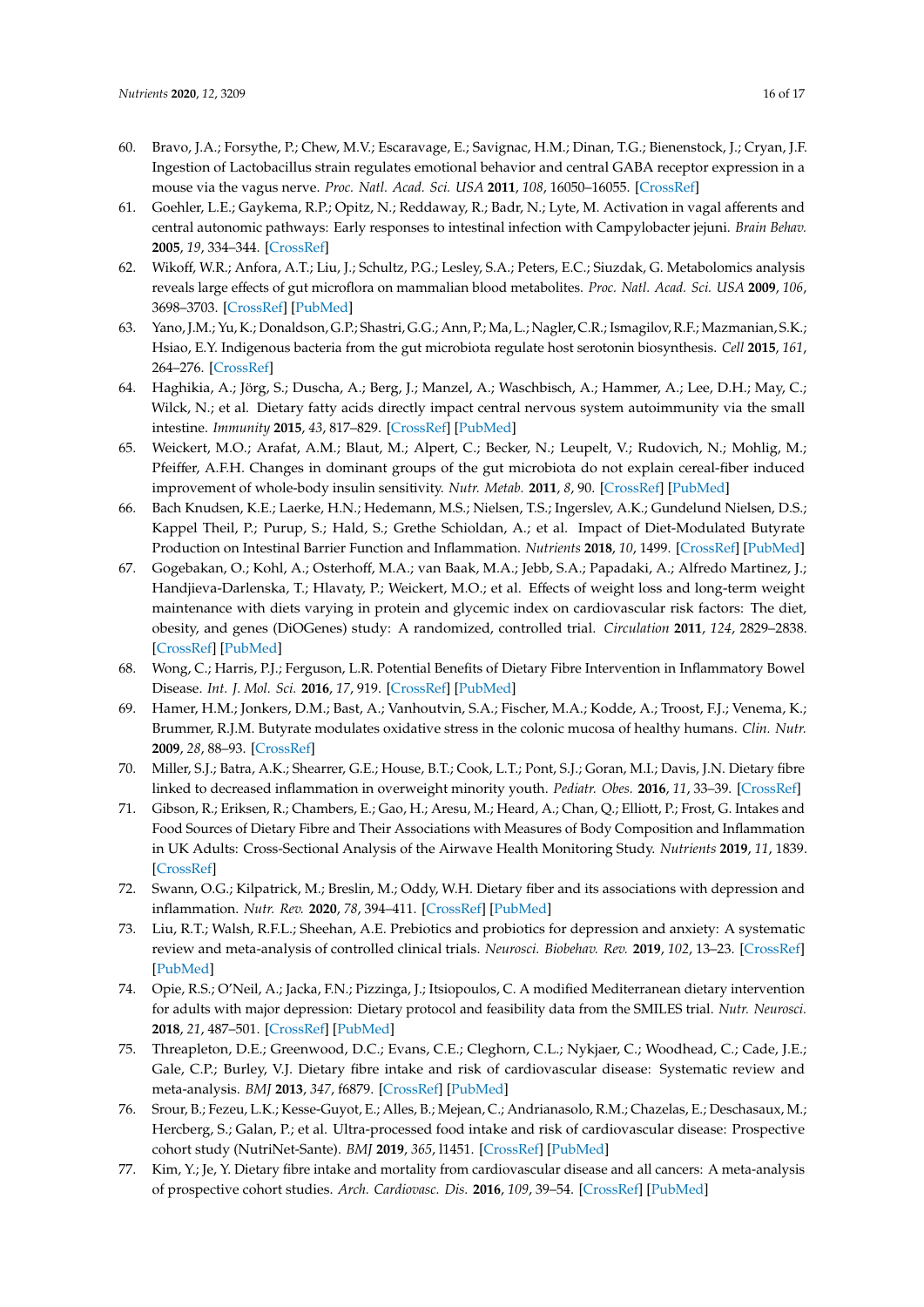60. Bravo, J.A.; Forsythe, P.; Chew, M.V.; Escaravage, E.; Savignac, H.M.; Dinan, T.G.; Bienenstock, J.; Cryan, J.F. Ingestion of Lactobacillus strain regulates emotional behavior and central GABA receptor expression in a mouse via the vagus nerve. *Proc. Natl. Acad. Sci. USA* **2011**, *108*, 16050–16055. [CrossRef]
61. Goehler, L.E.; Gaykema, R.P.; Opitz, N.; Reddaway, R.; Badr, N.; Lyte, M. Activation in vagal afferents and central autonomic pathways: Early responses to intestinal infection with Campylobacter jejuni. *Brain Behav.* **2005**, *19*, 334–344. [CrossRef]
62. Wikoff, W.R.; Anfora, A.T.; Liu, J.; Schultz, P.G.; Lesley, S.A.; Peters, E.C.; Siuzdak, G. Metabolomics analysis reveals large effects of gut microflora on mammalian blood metabolites. *Proc. Natl. Acad. Sci. USA* **2009**, *106*, 3698–3703. [CrossRef] [PubMed]
63. Yano, J.M.; Yu, K.; Donaldson, G.P.; Shastri, G.G.; Ann, P.; Ma, L.; Nagler, C.R.; Ismagilov, R.F.; Mazmanian, S.K.; Hsiao, E.Y. Indigenous bacteria from the gut microbiota regulate host serotonin biosynthesis. *Cell* **2015**, *161*, 264–276. [CrossRef]
64. Haghikia, A.; Jörg, S.; Duscha, A.; Berg, J.; Manzel, A.; Waschbisch, A.; Hammer, A.; Lee, D.H.; May, C.; Wilck, N.; et al. Dietary fatty acids directly impact central nervous system autoimmunity via the small intestine. *Immunity* **2015**, *43*, 817–829. [CrossRef] [PubMed]
65. Weickert, M.O.; Arafat, A.M.; Blaut, M.; Alpert, C.; Becker, N.; Leupelt, V.; Rudovich, N.; Mohlig, M.; Pfeiffer, A.F.H. Changes in dominant groups of the gut microbiota do not explain cereal-fiber induced improvement of whole-body insulin sensitivity. *Nutr. Metab.* **2011**, *8*, 90. [CrossRef] [PubMed]
66. Bach Knudsen, K.E.; Laerke, H.N.; Hedemann, M.S.; Nielsen, T.S.; Ingerslev, A.K.; Gundelund Nielsen, D.S.; Kappel Theil, P.; Purup, S.; Hald, S.; Grethe Schioldan, A.; et al. Impact of Diet-Modulated Butyrate Production on Intestinal Barrier Function and Inflammation. *Nutrients* **2018**, *10*, 1499. [CrossRef] [PubMed]
67. Gogebakan, O.; Kohl, A.; Osterhoff, M.A.; van Baak, M.A.; Jebb, S.A.; Papadaki, A.; Alfredo Martinez, J.; Handjieva-Darlenska, T.; Hlavaty, P.; Weickert, M.O.; et al. Effects of weight loss and long-term weight maintenance with diets varying in protein and glycemic index on cardiovascular risk factors: The diet, obesity, and genes (DiOGenes) study: A randomized, controlled trial. *Circulation* **2011**, *124*, 2829–2838. [CrossRef] [PubMed]
68. Wong, C.; Harris, P.J.; Ferguson, L.R. Potential Benefits of Dietary Fibre Intervention in Inflammatory Bowel Disease. *Int. J. Mol. Sci.* **2016**, *17*, 919. [CrossRef] [PubMed]
69. Hamer, H.M.; Jonkers, D.M.; Bast, A.; Vanhoutvin, S.A.; Fischer, M.A.; Kodde, A.; Troost, F.J.; Venema, K.; Brummer, R.J.M. Butyrate modulates oxidative stress in the colonic mucosa of healthy humans. *Clin. Nutr.* **2009**, *28*, 88–93. [CrossRef]
70. Miller, S.J.; Batra, A.K.; Shearrer, G.E.; House, B.T.; Cook, L.T.; Pont, S.J.; Goran, M.I.; Davis, J.N. Dietary fibre linked to decreased inflammation in overweight minority youth. *Pediatr. Obes.* **2016**, *11*, 33–39. [CrossRef]
71. Gibson, R.; Eriksen, R.; Chambers, E.; Gao, H.; Aresu, M.; Heard, A.; Chan, Q.; Elliott, P.; Frost, G. Intakes and Food Sources of Dietary Fibre and Their Associations with Measures of Body Composition and Inflammation in UK Adults: Cross-Sectional Analysis of the Airwave Health Monitoring Study. *Nutrients* **2019**, *11*, 1839. [CrossRef]
72. Swann, O.G.; Kilpatrick, M.; Breslin, M.; Oddy, W.H. Dietary fiber and its associations with depression and inflammation. *Nutr. Rev.* **2020**, *78*, 394–411. [CrossRef] [PubMed]
73. Liu, R.T.; Walsh, R.F.L.; Sheehan, A.E. Prebiotics and probiotics for depression and anxiety: A systematic review and meta-analysis of controlled clinical trials. *Neurosci. Biobehav. Rev.* **2019**, *102*, 13–23. [CrossRef] [PubMed]
74. Opie, R.S.; O'Neil, A.; Jacka, F.N.; Pizzinga, J.; Itsiopoulos, C. A modified Mediterranean dietary intervention for adults with major depression: Dietary protocol and feasibility data from the SMILES trial. *Nutr. Neurosci.* **2018**, *21*, 487–501. [CrossRef] [PubMed]
75. Threapleton, D.E.; Greenwood, D.C.; Evans, C.E.; Cleghorn, C.L.; Nykjaer, C.; Woodhead, C.; Cade, J.E.; Gale, C.P.; Burley, V.J. Dietary fibre intake and risk of cardiovascular disease: Systematic review and meta-analysis. *BMJ* **2013**, *347*, f6879. [CrossRef] [PubMed]
76. Srour, B.; Fezeu, L.K.; Kesse-Guyot, E.; Alles, B.; Mejean, C.; Andrianasolo, R.M.; Chazelas, E.; Deschasaux, M.; Hercberg, S.; Galan, P.; et al. Ultra-processed food intake and risk of cardiovascular disease: Prospective cohort study (NutriNet-Sante). *BMJ* **2019**, *365*, l1451. [CrossRef] [PubMed]
77. Kim, Y.; Je, Y. Dietary fibre intake and mortality from cardiovascular disease and all cancers: A meta-analysis of prospective cohort studies. *Arch. Cardiovasc. Dis.* **2016**, *109*, 39–54. [CrossRef] [PubMed]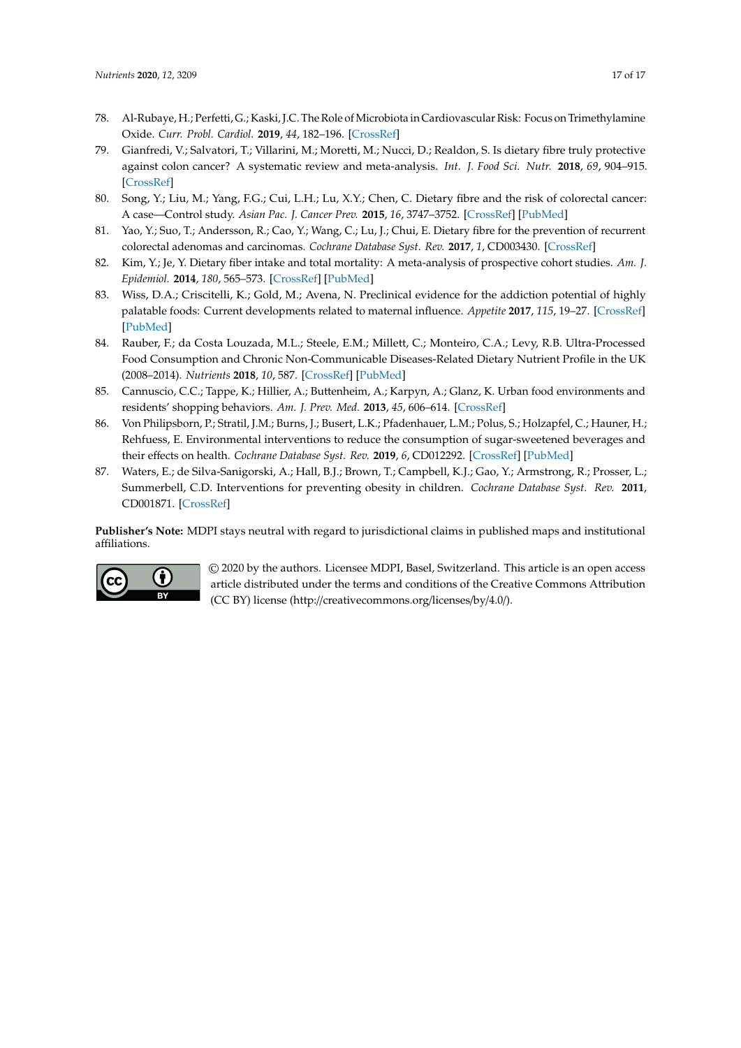78. Al-Rubaye, H.; Perfetti, G.; Kaski, J.C. The Role of Microbiota in Cardiovascular Risk: Focus on Trimethylamine Oxide. *Curr. Probl. Cardiol.* **2019**, *44*, 182–196. [CrossRef]
79. Gianfredi, V.; Salvatori, T.; Villarini, M.; Moretti, M.; Nucci, D.; Realdon, S. Is dietary fibre truly protective against colon cancer? A systematic review and meta-analysis. *Int. J. Food Sci. Nutr.* **2018**, *69*, 904–915. [CrossRef]
80. Song, Y.; Liu, M.; Yang, F.G.; Cui, L.H.; Lu, X.Y.; Chen, C. Dietary fibre and the risk of colorectal cancer: A case—Control study. *Asian Pac. J. Cancer Prev.* **2015**, *16*, 3747–3752. [CrossRef] [PubMed]
81. Yao, Y.; Suo, T.; Andersson, R.; Cao, Y.; Wang, C.; Lu, J.; Chui, E. Dietary fibre for the prevention of recurrent colorectal adenomas and carcinomas. *Cochrane Database Syst. Rev.* **2017**, *1*, CD003430. [CrossRef]
82. Kim, Y.; Je, Y. Dietary fiber intake and total mortality: A meta-analysis of prospective cohort studies. *Am. J. Epidemiol.* **2014**, *180*, 565–573. [CrossRef] [PubMed]
83. Wiss, D.A.; Criscitelli, K.; Gold, M.; Avena, N. Preclinical evidence for the addiction potential of highly palatable foods: Current developments related to maternal influence. *Appetite* **2017**, *115*, 19–27. [CrossRef] [PubMed]
84. Rauber, F.; da Costa Louzada, M.L.; Steele, E.M.; Millett, C.; Monteiro, C.A.; Levy, R.B. Ultra-Processed Food Consumption and Chronic Non-Communicable Diseases-Related Dietary Nutrient Profile in the UK (2008–2014). *Nutrients* **2018**, *10*, 587. [CrossRef] [PubMed]
85. Cannuscio, C.C.; Tappe, K.; Hillier, A.; Buttenheim, A.; Karpyn, A.; Glanz, K. Urban food environments and residents' shopping behaviors. *Am. J. Prev. Med.* **2013**, *45*, 606–614. [CrossRef]
86. Von Philipsborn, P.; Stratil, J.M.; Burns, J.; Busert, L.K.; Pfadenhauer, L.M.; Polus, S.; Holzapfel, C.; Hauner, H.; Rehfuess, E. Environmental interventions to reduce the consumption of sugar-sweetened beverages and their effects on health. *Cochrane Database Syst. Rev.* **2019**, *6*, CD012292. [CrossRef] [PubMed]
87. Waters, E.; de Silva-Sanigorski, A.; Hall, B.J.; Brown, T.; Campbell, K.J.; Gao, Y.; Armstrong, R.; Prosser, L.; Summerbell, C.D. Interventions for preventing obesity in children. *Cochrane Database Syst. Rev.* **2011**, CD001871. [CrossRef]

**Publisher's Note:** MDPI stays neutral with regard to jurisdictional claims in published maps and institutional affiliations.

© 2020 by the authors. Licensee MDPI, Basel, Switzerland. This article is an open access article distributed under the terms and conditions of the Creative Commons Attribution (CC BY) license (http://creativecommons.org/licenses/by/4.0/).